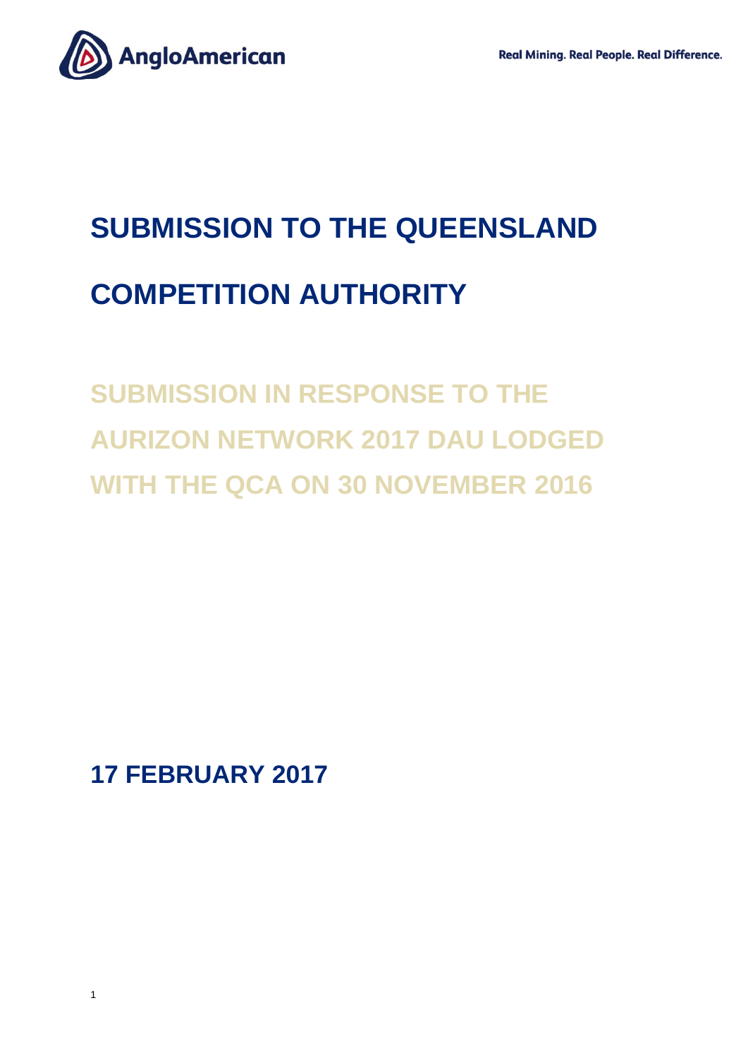# SUBMISSION TO THE QUEENSLAND COMPETITION AUTHORITY

## SUBMISSION IN RESPONSE TO THE AURIZON NETWORK 2017 DAU LODGED WITH THE QCA ON 30 NOVEMBER 2016

**17 FEBRUARY 2017**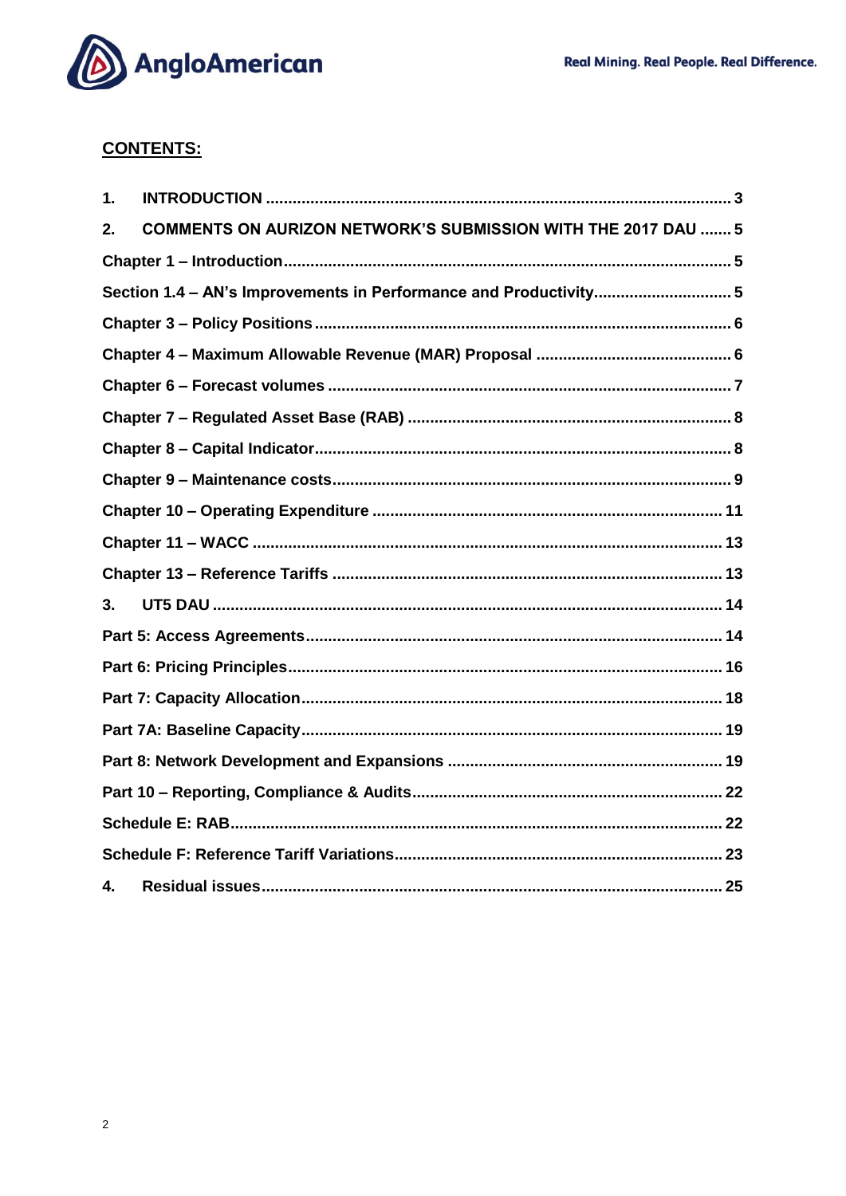## CONTENTS:

| | |
|---|---|
| **1. INTRODUCTION** | **3** |
| **2. COMMENTS ON AURIZON NETWORK'S SUBMISSION WITH THE 2017 DAU** | **5** |
| **Chapter 1 – Introduction** | **5** |
| **Section 1.4 – AN's Improvements in Performance and Productivity** | **5** |
| **Chapter 3 – Policy Positions** | **6** |
| **Chapter 4 – Maximum Allowable Revenue (MAR) Proposal** | **6** |
| **Chapter 6 – Forecast volumes** | **7** |
| **Chapter 7 – Regulated Asset Base (RAB)** | **8** |
| **Chapter 8 – Capital Indicator** | **8** |
| **Chapter 9 – Maintenance costs** | **9** |
| **Chapter 10 – Operating Expenditure** | **11** |
| **Chapter 11 – WACC** | **13** |
| **Chapter 13 – Reference Tariffs** | **13** |
| **3. UT5 DAU** | **14** |
| **Part 5: Access Agreements** | **14** |
| **Part 6: Pricing Principles** | **16** |
| **Part 7: Capacity Allocation** | **18** |
| **Part 7A: Baseline Capacity** | **19** |
| **Part 8: Network Development and Expansions** | **19** |
| **Part 10 – Reporting, Compliance & Audits** | **22** |
| **Schedule E: RAB** | **22** |
| **Schedule F: Reference Tariff Variations** | **23** |
| **4. Residual issues** | **25** |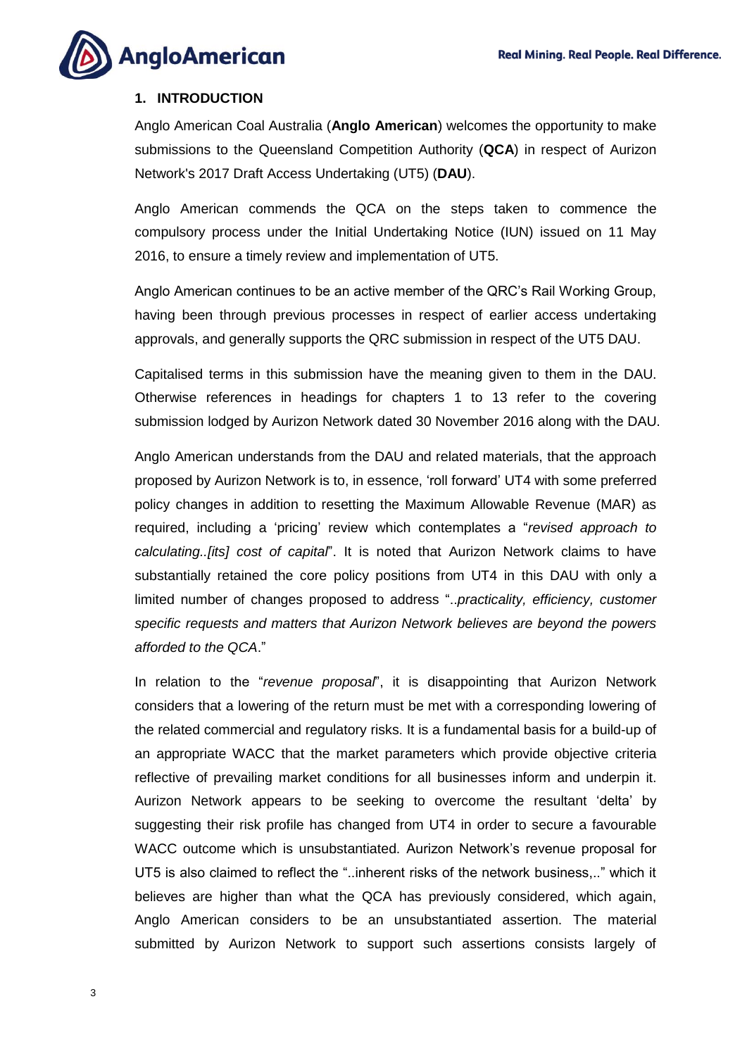## 1. INTRODUCTION

Anglo American Coal Australia (**Anglo American**) welcomes the opportunity to make submissions to the Queensland Competition Authority (**QCA**) in respect of Aurizon Network's 2017 Draft Access Undertaking (UT5) (**DAU**).

Anglo American commends the QCA on the steps taken to commence the compulsory process under the Initial Undertaking Notice (IUN) issued on 11 May 2016, to ensure a timely review and implementation of UT5.

Anglo American continues to be an active member of the QRC's Rail Working Group, having been through previous processes in respect of earlier access undertaking approvals, and generally supports the QRC submission in respect of the UT5 DAU.

Capitalised terms in this submission have the meaning given to them in the DAU. Otherwise references in headings for chapters 1 to 13 refer to the covering submission lodged by Aurizon Network dated 30 November 2016 along with the DAU.

Anglo American understands from the DAU and related materials, that the approach proposed by Aurizon Network is to, in essence, 'roll forward' UT4 with some preferred policy changes in addition to resetting the Maximum Allowable Revenue (MAR) as required, including a 'pricing' review which contemplates a "*revised approach to calculating..[its] cost of capital*". It is noted that Aurizon Network claims to have substantially retained the core policy positions from UT4 in this DAU with only a limited number of changes proposed to address "..*practicality, efficiency, customer specific requests and matters that Aurizon Network believes are beyond the powers afforded to the QCA*."

In relation to the "*revenue proposal*", it is disappointing that Aurizon Network considers that a lowering of the return must be met with a corresponding lowering of the related commercial and regulatory risks. It is a fundamental basis for a build-up of an appropriate WACC that the market parameters which provide objective criteria reflective of prevailing market conditions for all businesses inform and underpin it. Aurizon Network appears to be seeking to overcome the resultant 'delta' by suggesting their risk profile has changed from UT4 in order to secure a favourable WACC outcome which is unsubstantiated. Aurizon Network's revenue proposal for UT5 is also claimed to reflect the "..inherent risks of the network business,.." which it believes are higher than what the QCA has previously considered, which again, Anglo American considers to be an unsubstantiated assertion. The material submitted by Aurizon Network to support such assertions consists largely of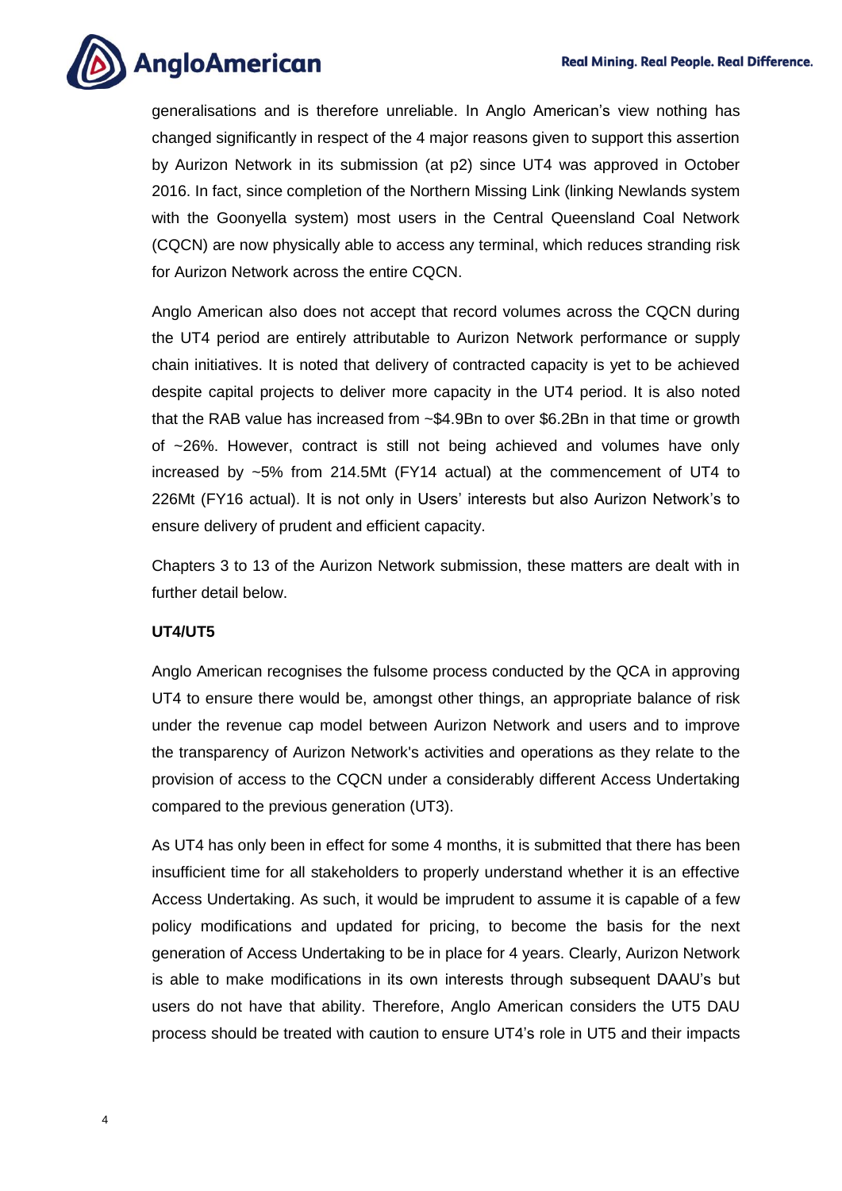generalisations and is therefore unreliable. In Anglo American's view nothing has changed significantly in respect of the 4 major reasons given to support this assertion by Aurizon Network in its submission (at p2) since UT4 was approved in October 2016. In fact, since completion of the Northern Missing Link (linking Newlands system with the Goonyella system) most users in the Central Queensland Coal Network (CQCN) are now physically able to access any terminal, which reduces stranding risk for Aurizon Network across the entire CQCN.

Anglo American also does not accept that record volumes across the CQCN during the UT4 period are entirely attributable to Aurizon Network performance or supply chain initiatives. It is noted that delivery of contracted capacity is yet to be achieved despite capital projects to deliver more capacity in the UT4 period. It is also noted that the RAB value has increased from ~$4.9Bn to over $6.2Bn in that time or growth of ~26%. However, contract is still not being achieved and volumes have only increased by ~5% from 214.5Mt (FY14 actual) at the commencement of UT4 to 226Mt (FY16 actual). It is not only in Users' interests but also Aurizon Network's to ensure delivery of prudent and efficient capacity.

Chapters 3 to 13 of the Aurizon Network submission, these matters are dealt with in further detail below.

**UT4/UT5**

Anglo American recognises the fulsome process conducted by the QCA in approving UT4 to ensure there would be, amongst other things, an appropriate balance of risk under the revenue cap model between Aurizon Network and users and to improve the transparency of Aurizon Network's activities and operations as they relate to the provision of access to the CQCN under a considerably different Access Undertaking compared to the previous generation (UT3).

As UT4 has only been in effect for some 4 months, it is submitted that there has been insufficient time for all stakeholders to properly understand whether it is an effective Access Undertaking. As such, it would be imprudent to assume it is capable of a few policy modifications and updated for pricing, to become the basis for the next generation of Access Undertaking to be in place for 4 years. Clearly, Aurizon Network is able to make modifications in its own interests through subsequent DAAU's but users do not have that ability. Therefore, Anglo American considers the UT5 DAU process should be treated with caution to ensure UT4's role in UT5 and their impacts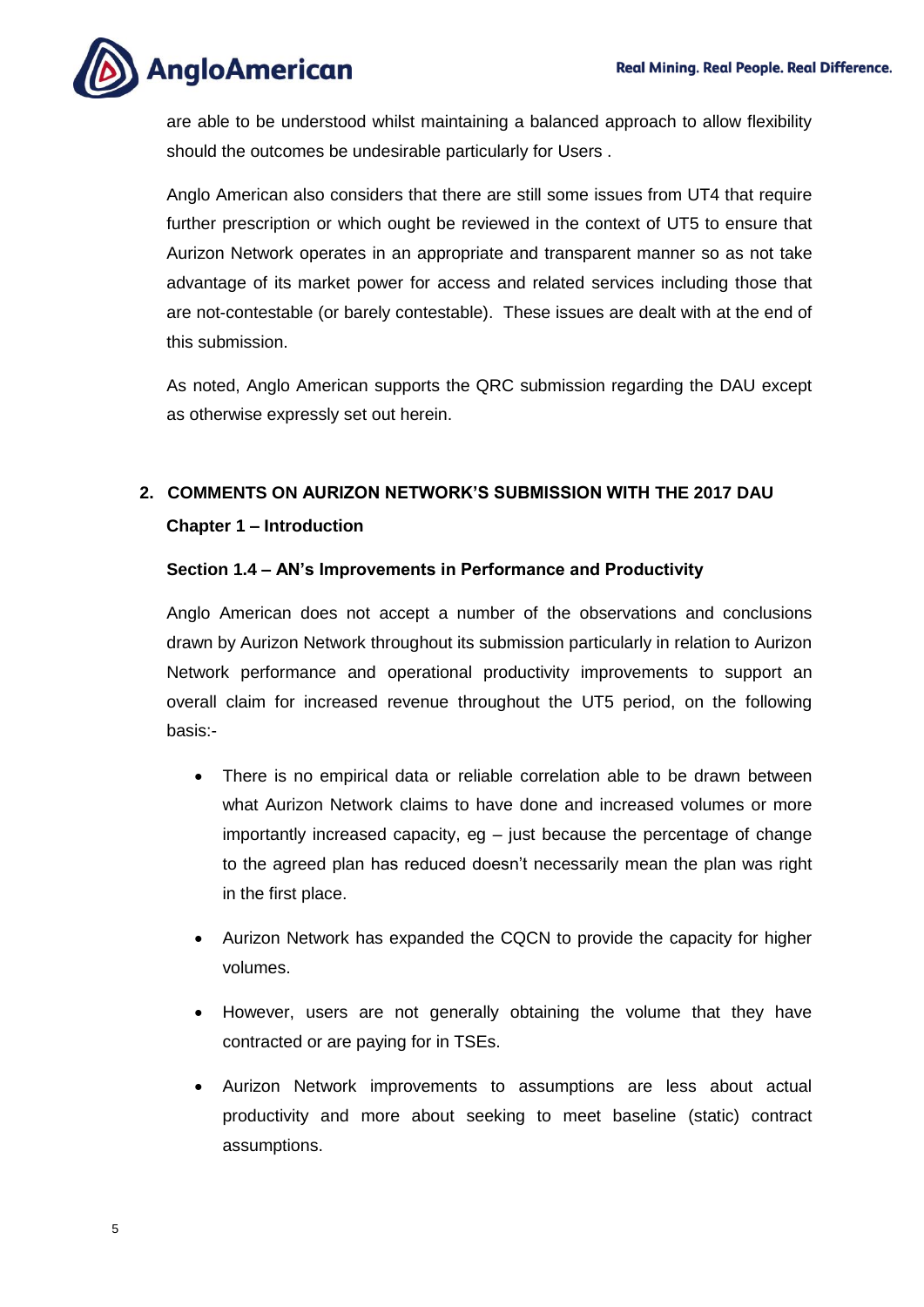are able to be understood whilst maintaining a balanced approach to allow flexibility should the outcomes be undesirable particularly for Users .

Anglo American also considers that there are still some issues from UT4 that require further prescription or which ought be reviewed in the context of UT5 to ensure that Aurizon Network operates in an appropriate and transparent manner so as not take advantage of its market power for access and related services including those that are not-contestable (or barely contestable). These issues are dealt with at the end of this submission.

As noted, Anglo American supports the QRC submission regarding the DAU except as otherwise expressly set out herein.

## 2. COMMENTS ON AURIZON NETWORK'S SUBMISSION WITH THE 2017 DAU

### Chapter 1 – Introduction

#### Section 1.4 – AN's Improvements in Performance and Productivity

Anglo American does not accept a number of the observations and conclusions drawn by Aurizon Network throughout its submission particularly in relation to Aurizon Network performance and operational productivity improvements to support an overall claim for increased revenue throughout the UT5 period, on the following basis:-

- There is no empirical data or reliable correlation able to be drawn between what Aurizon Network claims to have done and increased volumes or more importantly increased capacity, eg – just because the percentage of change to the agreed plan has reduced doesn't necessarily mean the plan was right in the first place.
- Aurizon Network has expanded the CQCN to provide the capacity for higher volumes.
- However, users are not generally obtaining the volume that they have contracted or are paying for in TSEs.
- Aurizon Network improvements to assumptions are less about actual productivity and more about seeking to meet baseline (static) contract assumptions.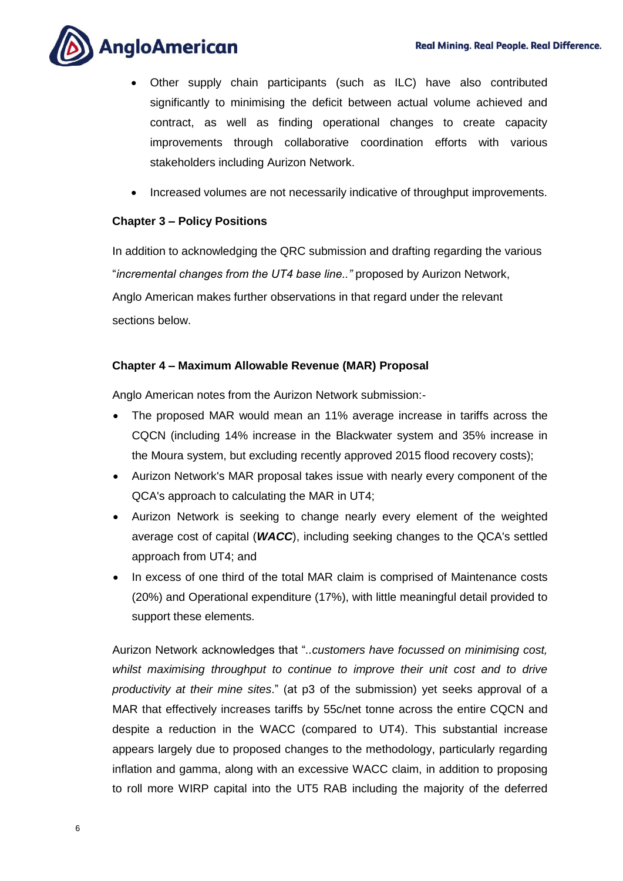- Other supply chain participants (such as ILC) have also contributed significantly to minimising the deficit between actual volume achieved and contract, as well as finding operational changes to create capacity improvements through collaborative coordination efforts with various stakeholders including Aurizon Network.
- Increased volumes are not necessarily indicative of throughput improvements.

**Chapter 3 – Policy Positions**

In addition to acknowledging the QRC submission and drafting regarding the various "*incremental changes from the UT4 base line..*" proposed by Aurizon Network, Anglo American makes further observations in that regard under the relevant sections below.

**Chapter 4 – Maximum Allowable Revenue (MAR) Proposal**

Anglo American notes from the Aurizon Network submission:-

- The proposed MAR would mean an 11% average increase in tariffs across the CQCN (including 14% increase in the Blackwater system and 35% increase in the Moura system, but excluding recently approved 2015 flood recovery costs);
- Aurizon Network's MAR proposal takes issue with nearly every component of the QCA's approach to calculating the MAR in UT4;
- Aurizon Network is seeking to change nearly every element of the weighted average cost of capital (***WACC***), including seeking changes to the QCA's settled approach from UT4; and
- In excess of one third of the total MAR claim is comprised of Maintenance costs (20%) and Operational expenditure (17%), with little meaningful detail provided to support these elements.

Aurizon Network acknowledges that "*..customers have focussed on minimising cost, whilst maximising throughput to continue to improve their unit cost and to drive productivity at their mine sites*." (at p3 of the submission) yet seeks approval of a MAR that effectively increases tariffs by 55c/net tonne across the entire CQCN and despite a reduction in the WACC (compared to UT4). This substantial increase appears largely due to proposed changes to the methodology, particularly regarding inflation and gamma, along with an excessive WACC claim, in addition to proposing to roll more WIRP capital into the UT5 RAB including the majority of the deferred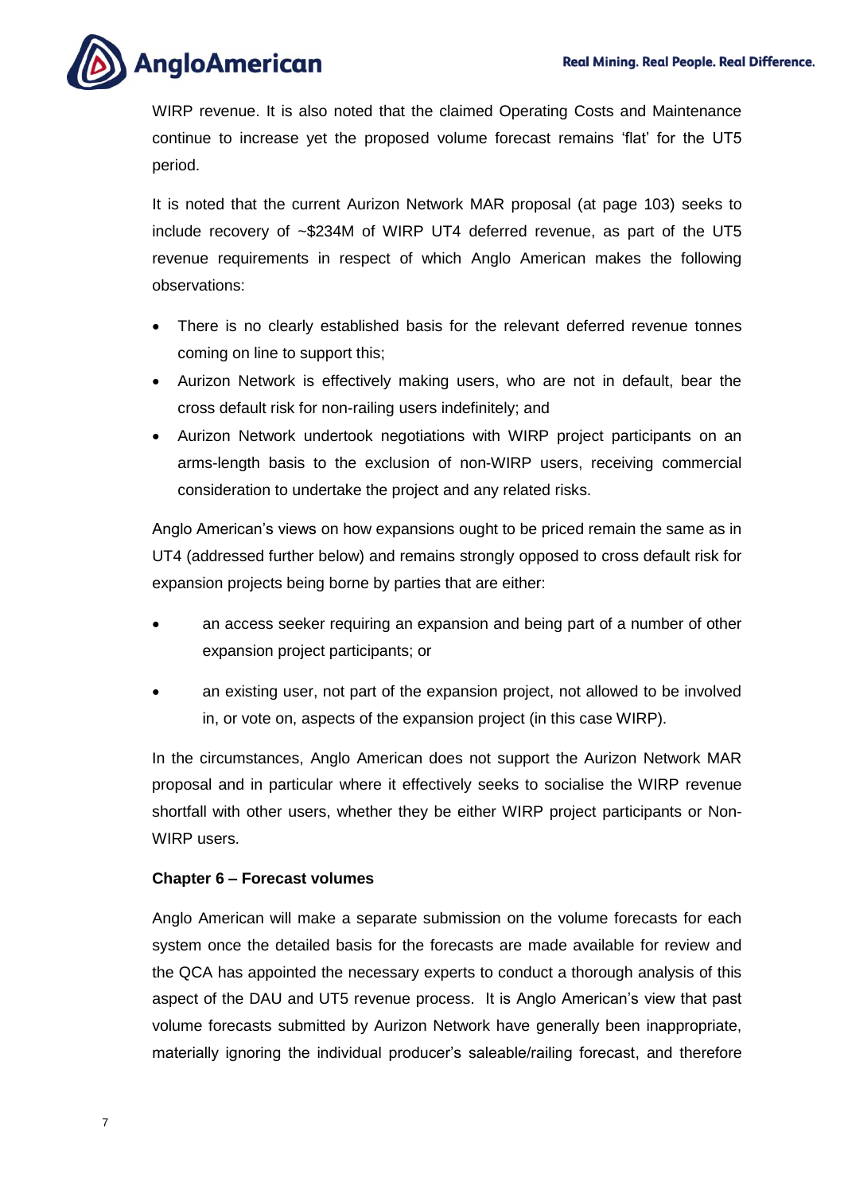WIRP revenue. It is also noted that the claimed Operating Costs and Maintenance continue to increase yet the proposed volume forecast remains 'flat' for the UT5 period.

It is noted that the current Aurizon Network MAR proposal (at page 103) seeks to include recovery of ~$234M of WIRP UT4 deferred revenue, as part of the UT5 revenue requirements in respect of which Anglo American makes the following observations:

- There is no clearly established basis for the relevant deferred revenue tonnes coming on line to support this;
- Aurizon Network is effectively making users, who are not in default, bear the cross default risk for non-railing users indefinitely; and
- Aurizon Network undertook negotiations with WIRP project participants on an arms-length basis to the exclusion of non-WIRP users, receiving commercial consideration to undertake the project and any related risks.

Anglo American's views on how expansions ought to be priced remain the same as in UT4 (addressed further below) and remains strongly opposed to cross default risk for expansion projects being borne by parties that are either:

- an access seeker requiring an expansion and being part of a number of other expansion project participants; or
- an existing user, not part of the expansion project, not allowed to be involved in, or vote on, aspects of the expansion project (in this case WIRP).

In the circumstances, Anglo American does not support the Aurizon Network MAR proposal and in particular where it effectively seeks to socialise the WIRP revenue shortfall with other users, whether they be either WIRP project participants or Non-WIRP users.

**Chapter 6 – Forecast volumes**

Anglo American will make a separate submission on the volume forecasts for each system once the detailed basis for the forecasts are made available for review and the QCA has appointed the necessary experts to conduct a thorough analysis of this aspect of the DAU and UT5 revenue process. It is Anglo American's view that past volume forecasts submitted by Aurizon Network have generally been inappropriate, materially ignoring the individual producer's saleable/railing forecast, and therefore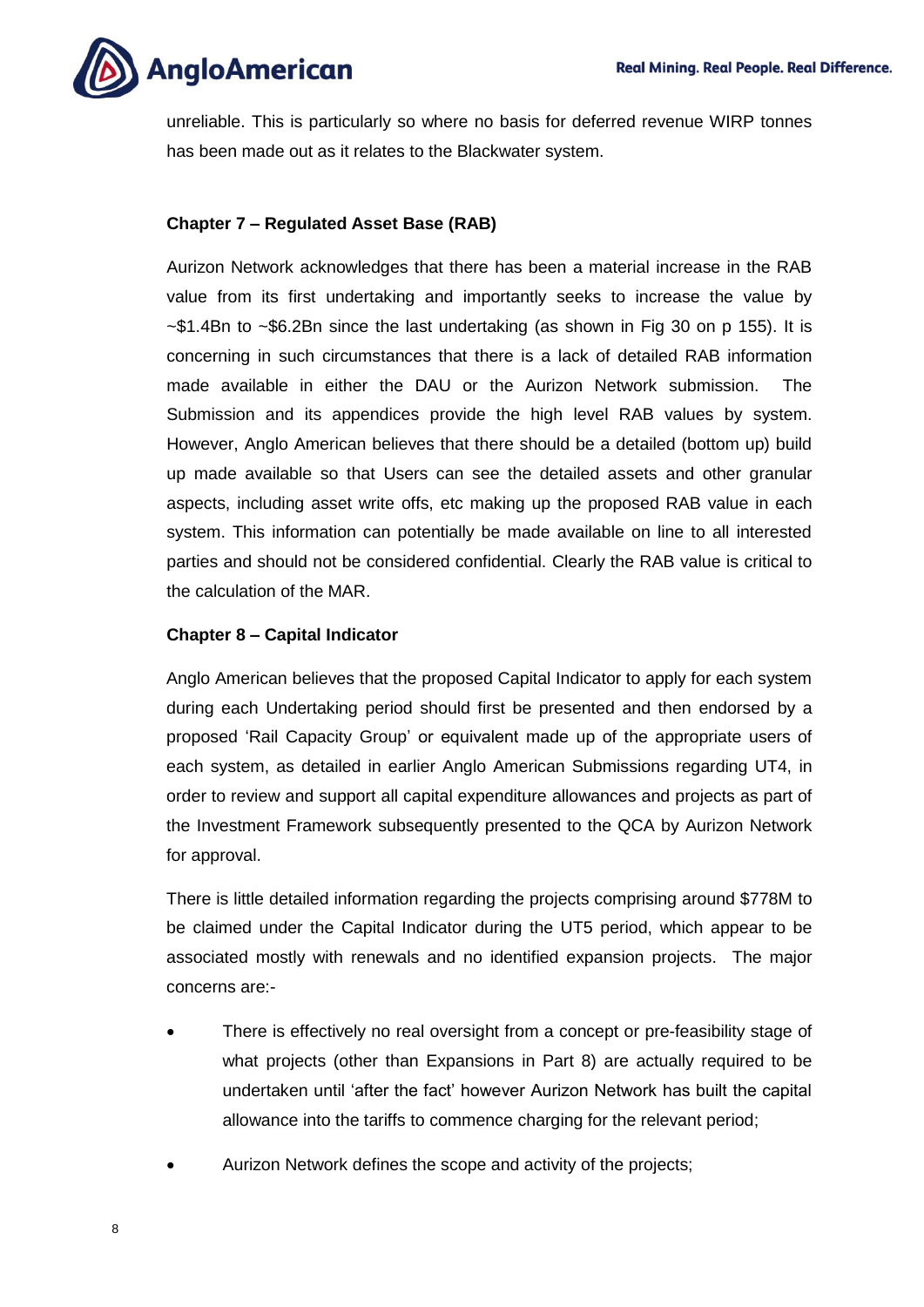unreliable. This is particularly so where no basis for deferred revenue WIRP tonnes has been made out as it relates to the Blackwater system.

**Chapter 7 – Regulated Asset Base (RAB)**

Aurizon Network acknowledges that there has been a material increase in the RAB value from its first undertaking and importantly seeks to increase the value by ~$1.4Bn to ~$6.2Bn since the last undertaking (as shown in Fig 30 on p 155). It is concerning in such circumstances that there is a lack of detailed RAB information made available in either the DAU or the Aurizon Network submission. The Submission and its appendices provide the high level RAB values by system. However, Anglo American believes that there should be a detailed (bottom up) build up made available so that Users can see the detailed assets and other granular aspects, including asset write offs, etc making up the proposed RAB value in each system. This information can potentially be made available on line to all interested parties and should not be considered confidential. Clearly the RAB value is critical to the calculation of the MAR.

**Chapter 8 – Capital Indicator**

Anglo American believes that the proposed Capital Indicator to apply for each system during each Undertaking period should first be presented and then endorsed by a proposed 'Rail Capacity Group' or equivalent made up of the appropriate users of each system, as detailed in earlier Anglo American Submissions regarding UT4, in order to review and support all capital expenditure allowances and projects as part of the Investment Framework subsequently presented to the QCA by Aurizon Network for approval.

There is little detailed information regarding the projects comprising around $778M to be claimed under the Capital Indicator during the UT5 period, which appear to be associated mostly with renewals and no identified expansion projects. The major concerns are:-

- There is effectively no real oversight from a concept or pre-feasibility stage of what projects (other than Expansions in Part 8) are actually required to be undertaken until 'after the fact' however Aurizon Network has built the capital allowance into the tariffs to commence charging for the relevant period;
- Aurizon Network defines the scope and activity of the projects;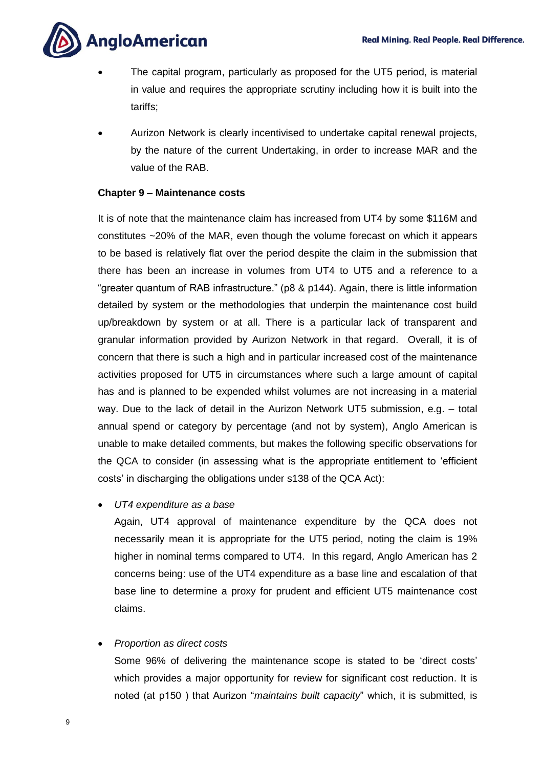- The capital program, particularly as proposed for the UT5 period, is material in value and requires the appropriate scrutiny including how it is built into the tariffs;
- Aurizon Network is clearly incentivised to undertake capital renewal projects, by the nature of the current Undertaking, in order to increase MAR and the value of the RAB.

**Chapter 9 – Maintenance costs**

It is of note that the maintenance claim has increased from UT4 by some $116M and constitutes ~20% of the MAR, even though the volume forecast on which it appears to be based is relatively flat over the period despite the claim in the submission that there has been an increase in volumes from UT4 to UT5 and a reference to a "greater quantum of RAB infrastructure." (p8 & p144). Again, there is little information detailed by system or the methodologies that underpin the maintenance cost build up/breakdown by system or at all. There is a particular lack of transparent and granular information provided by Aurizon Network in that regard. Overall, it is of concern that there is such a high and in particular increased cost of the maintenance activities proposed for UT5 in circumstances where such a large amount of capital has and is planned to be expended whilst volumes are not increasing in a material way. Due to the lack of detail in the Aurizon Network UT5 submission, e.g. – total annual spend or category by percentage (and not by system), Anglo American is unable to make detailed comments, but makes the following specific observations for the QCA to consider (in assessing what is the appropriate entitlement to 'efficient costs' in discharging the obligations under s138 of the QCA Act):

- *UT4 expenditure as a base*

  Again, UT4 approval of maintenance expenditure by the QCA does not necessarily mean it is appropriate for the UT5 period, noting the claim is 19% higher in nominal terms compared to UT4. In this regard, Anglo American has 2 concerns being: use of the UT4 expenditure as a base line and escalation of that base line to determine a proxy for prudent and efficient UT5 maintenance cost claims.

- *Proportion as direct costs*

  Some 96% of delivering the maintenance scope is stated to be 'direct costs' which provides a major opportunity for review for significant cost reduction. It is noted (at p150 ) that Aurizon "*maintains built capacity*" which, it is submitted, is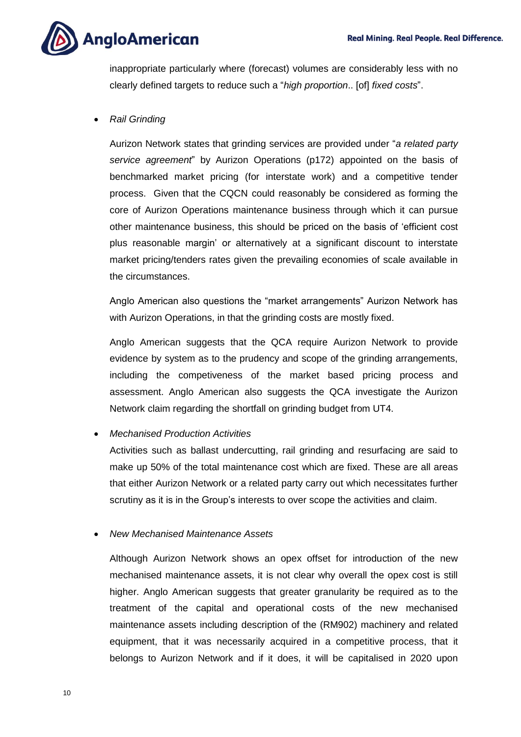inappropriate particularly where (forecast) volumes are considerably less with no clearly defined targets to reduce such a "*high proportion*.. [of] *fixed costs*".

- *Rail Grinding*

  Aurizon Network states that grinding services are provided under "*a related party service agreement*" by Aurizon Operations (p172) appointed on the basis of benchmarked market pricing (for interstate work) and a competitive tender process. Given that the CQCN could reasonably be considered as forming the core of Aurizon Operations maintenance business through which it can pursue other maintenance business, this should be priced on the basis of 'efficient cost plus reasonable margin' or alternatively at a significant discount to interstate market pricing/tenders rates given the prevailing economies of scale available in the circumstances.

  Anglo American also questions the "market arrangements" Aurizon Network has with Aurizon Operations, in that the grinding costs are mostly fixed.

  Anglo American suggests that the QCA require Aurizon Network to provide evidence by system as to the prudency and scope of the grinding arrangements, including the competiveness of the market based pricing process and assessment. Anglo American also suggests the QCA investigate the Aurizon Network claim regarding the shortfall on grinding budget from UT4.

- *Mechanised Production Activities*

  Activities such as ballast undercutting, rail grinding and resurfacing are said to make up 50% of the total maintenance cost which are fixed. These are all areas that either Aurizon Network or a related party carry out which necessitates further scrutiny as it is in the Group's interests to over scope the activities and claim.

- *New Mechanised Maintenance Assets*

  Although Aurizon Network shows an opex offset for introduction of the new mechanised maintenance assets, it is not clear why overall the opex cost is still higher. Anglo American suggests that greater granularity be required as to the treatment of the capital and operational costs of the new mechanised maintenance assets including description of the (RM902) machinery and related equipment, that it was necessarily acquired in a competitive process, that it belongs to Aurizon Network and if it does, it will be capitalised in 2020 upon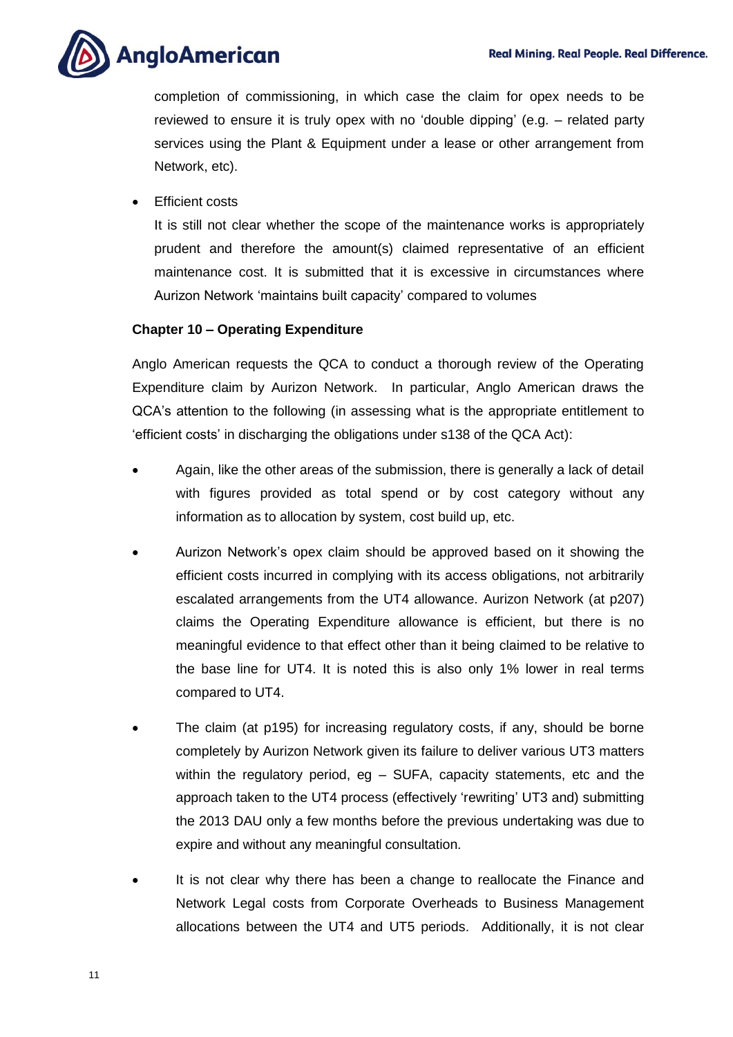completion of commissioning, in which case the claim for opex needs to be reviewed to ensure it is truly opex with no 'double dipping' (e.g. – related party services using the Plant & Equipment under a lease or other arrangement from Network, etc).

- Efficient costs

  It is still not clear whether the scope of the maintenance works is appropriately prudent and therefore the amount(s) claimed representative of an efficient maintenance cost. It is submitted that it is excessive in circumstances where Aurizon Network 'maintains built capacity' compared to volumes

**Chapter 10 – Operating Expenditure**

Anglo American requests the QCA to conduct a thorough review of the Operating Expenditure claim by Aurizon Network. In particular, Anglo American draws the QCA's attention to the following (in assessing what is the appropriate entitlement to 'efficient costs' in discharging the obligations under s138 of the QCA Act):

- Again, like the other areas of the submission, there is generally a lack of detail with figures provided as total spend or by cost category without any information as to allocation by system, cost build up, etc.

- Aurizon Network's opex claim should be approved based on it showing the efficient costs incurred in complying with its access obligations, not arbitrarily escalated arrangements from the UT4 allowance. Aurizon Network (at p207) claims the Operating Expenditure allowance is efficient, but there is no meaningful evidence to that effect other than it being claimed to be relative to the base line for UT4. It is noted this is also only 1% lower in real terms compared to UT4.

- The claim (at p195) for increasing regulatory costs, if any, should be borne completely by Aurizon Network given its failure to deliver various UT3 matters within the regulatory period, eg – SUFA, capacity statements, etc and the approach taken to the UT4 process (effectively 'rewriting' UT3 and) submitting the 2013 DAU only a few months before the previous undertaking was due to expire and without any meaningful consultation.

- It is not clear why there has been a change to reallocate the Finance and Network Legal costs from Corporate Overheads to Business Management allocations between the UT4 and UT5 periods. Additionally, it is not clear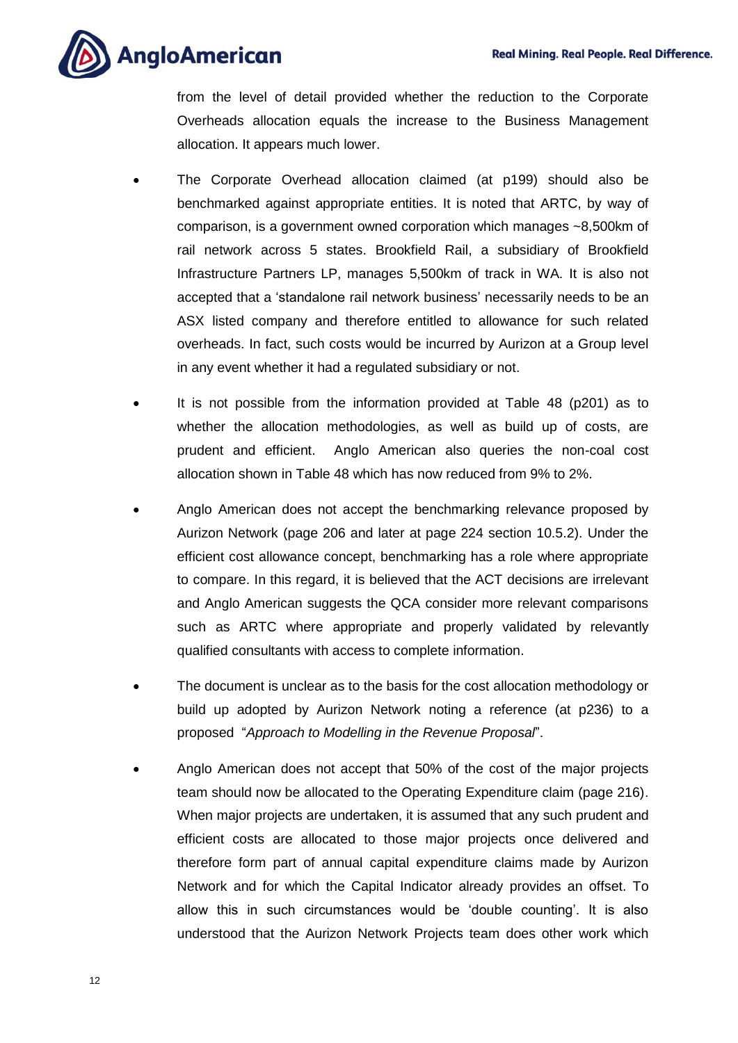from the level of detail provided whether the reduction to the Corporate Overheads allocation equals the increase to the Business Management allocation. It appears much lower.

- The Corporate Overhead allocation claimed (at p199) should also be benchmarked against appropriate entities. It is noted that ARTC, by way of comparison, is a government owned corporation which manages ~8,500km of rail network across 5 states. Brookfield Rail, a subsidiary of Brookfield Infrastructure Partners LP, manages 5,500km of track in WA. It is also not accepted that a 'standalone rail network business' necessarily needs to be an ASX listed company and therefore entitled to allowance for such related overheads. In fact, such costs would be incurred by Aurizon at a Group level in any event whether it had a regulated subsidiary or not.

- It is not possible from the information provided at Table 48 (p201) as to whether the allocation methodologies, as well as build up of costs, are prudent and efficient. Anglo American also queries the non-coal cost allocation shown in Table 48 which has now reduced from 9% to 2%.

- Anglo American does not accept the benchmarking relevance proposed by Aurizon Network (page 206 and later at page 224 section 10.5.2). Under the efficient cost allowance concept, benchmarking has a role where appropriate to compare. In this regard, it is believed that the ACT decisions are irrelevant and Anglo American suggests the QCA consider more relevant comparisons such as ARTC where appropriate and properly validated by relevantly qualified consultants with access to complete information.

- The document is unclear as to the basis for the cost allocation methodology or build up adopted by Aurizon Network noting a reference (at p236) to a proposed "*Approach to Modelling in the Revenue Proposal*".

- Anglo American does not accept that 50% of the cost of the major projects team should now be allocated to the Operating Expenditure claim (page 216). When major projects are undertaken, it is assumed that any such prudent and efficient costs are allocated to those major projects once delivered and therefore form part of annual capital expenditure claims made by Aurizon Network and for which the Capital Indicator already provides an offset. To allow this in such circumstances would be 'double counting'. It is also understood that the Aurizon Network Projects team does other work which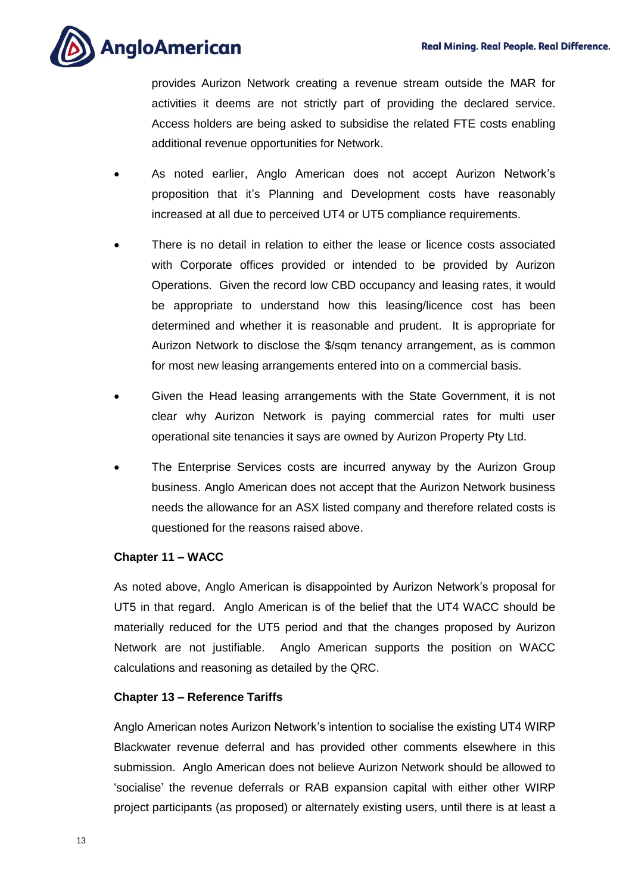provides Aurizon Network creating a revenue stream outside the MAR for activities it deems are not strictly part of providing the declared service. Access holders are being asked to subsidise the related FTE costs enabling additional revenue opportunities for Network.

- As noted earlier, Anglo American does not accept Aurizon Network's proposition that it's Planning and Development costs have reasonably increased at all due to perceived UT4 or UT5 compliance requirements.
- There is no detail in relation to either the lease or licence costs associated with Corporate offices provided or intended to be provided by Aurizon Operations. Given the record low CBD occupancy and leasing rates, it would be appropriate to understand how this leasing/licence cost has been determined and whether it is reasonable and prudent. It is appropriate for Aurizon Network to disclose the $/sqm tenancy arrangement, as is common for most new leasing arrangements entered into on a commercial basis.
- Given the Head leasing arrangements with the State Government, it is not clear why Aurizon Network is paying commercial rates for multi user operational site tenancies it says are owned by Aurizon Property Pty Ltd.
- The Enterprise Services costs are incurred anyway by the Aurizon Group business. Anglo American does not accept that the Aurizon Network business needs the allowance for an ASX listed company and therefore related costs is questioned for the reasons raised above.

**Chapter 11 – WACC**

As noted above, Anglo American is disappointed by Aurizon Network's proposal for UT5 in that regard. Anglo American is of the belief that the UT4 WACC should be materially reduced for the UT5 period and that the changes proposed by Aurizon Network are not justifiable. Anglo American supports the position on WACC calculations and reasoning as detailed by the QRC.

**Chapter 13 – Reference Tariffs**

Anglo American notes Aurizon Network's intention to socialise the existing UT4 WIRP Blackwater revenue deferral and has provided other comments elsewhere in this submission. Anglo American does not believe Aurizon Network should be allowed to 'socialise' the revenue deferrals or RAB expansion capital with either other WIRP project participants (as proposed) or alternately existing users, until there is at least a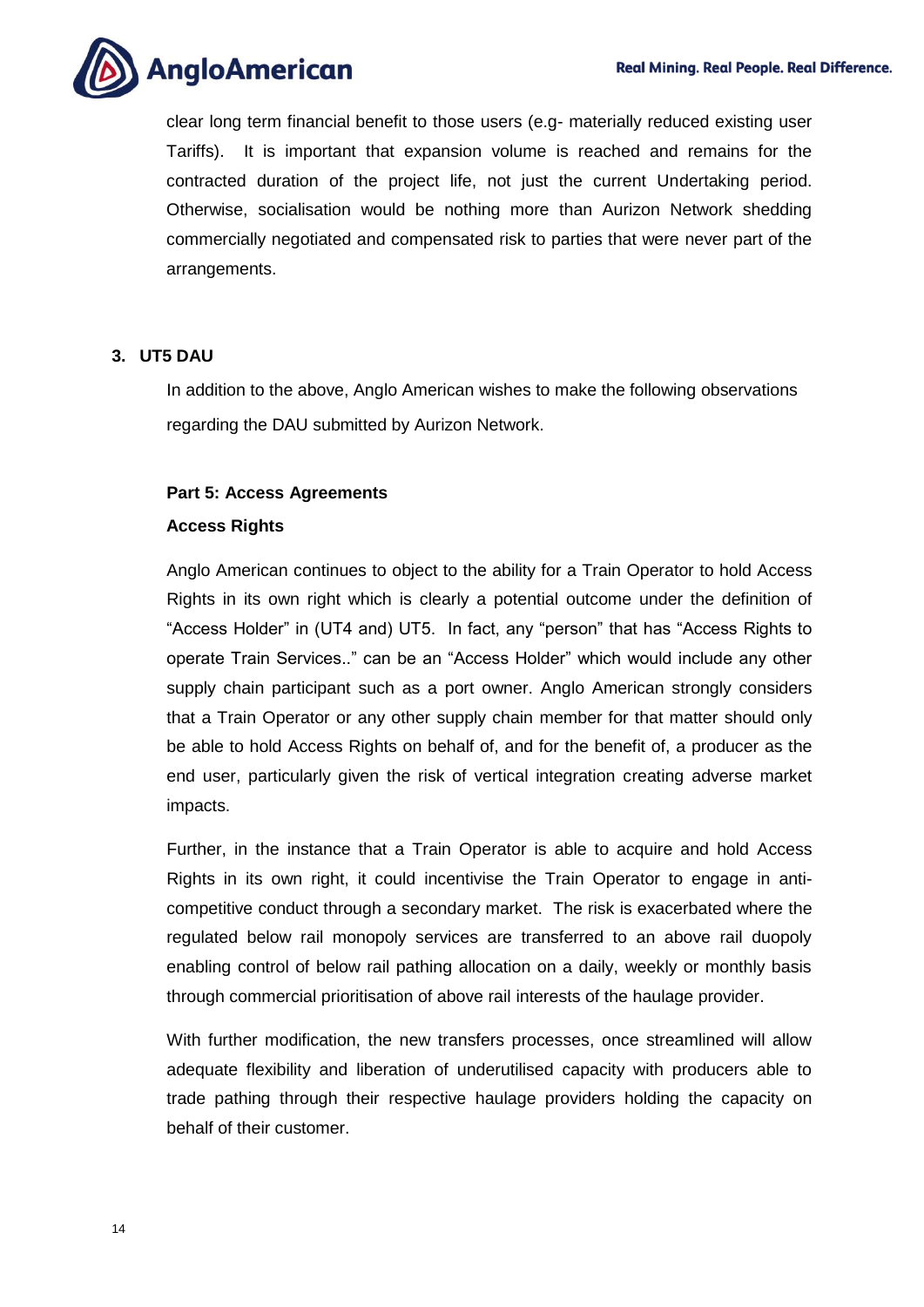clear long term financial benefit to those users (e.g- materially reduced existing user Tariffs). It is important that expansion volume is reached and remains for the contracted duration of the project life, not just the current Undertaking period. Otherwise, socialisation would be nothing more than Aurizon Network shedding commercially negotiated and compensated risk to parties that were never part of the arrangements.

## 3. UT5 DAU

In addition to the above, Anglo American wishes to make the following observations regarding the DAU submitted by Aurizon Network.

**Part 5: Access Agreements**

**Access Rights**

Anglo American continues to object to the ability for a Train Operator to hold Access Rights in its own right which is clearly a potential outcome under the definition of "Access Holder" in (UT4 and) UT5. In fact, any "person" that has "Access Rights to operate Train Services.." can be an "Access Holder" which would include any other supply chain participant such as a port owner. Anglo American strongly considers that a Train Operator or any other supply chain member for that matter should only be able to hold Access Rights on behalf of, and for the benefit of, a producer as the end user, particularly given the risk of vertical integration creating adverse market impacts.

Further, in the instance that a Train Operator is able to acquire and hold Access Rights in its own right, it could incentivise the Train Operator to engage in anti-competitive conduct through a secondary market. The risk is exacerbated where the regulated below rail monopoly services are transferred to an above rail duopoly enabling control of below rail pathing allocation on a daily, weekly or monthly basis through commercial prioritisation of above rail interests of the haulage provider.

With further modification, the new transfers processes, once streamlined will allow adequate flexibility and liberation of underutilised capacity with producers able to trade pathing through their respective haulage providers holding the capacity on behalf of their customer.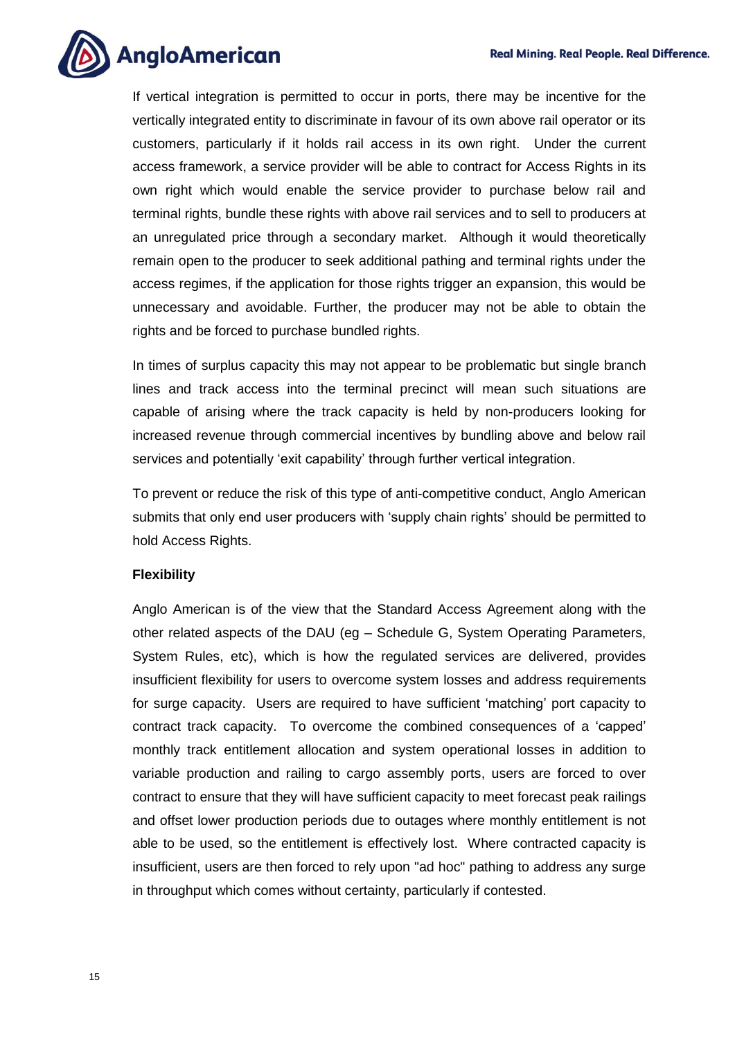If vertical integration is permitted to occur in ports, there may be incentive for the vertically integrated entity to discriminate in favour of its own above rail operator or its customers, particularly if it holds rail access in its own right. Under the current access framework, a service provider will be able to contract for Access Rights in its own right which would enable the service provider to purchase below rail and terminal rights, bundle these rights with above rail services and to sell to producers at an unregulated price through a secondary market. Although it would theoretically remain open to the producer to seek additional pathing and terminal rights under the access regimes, if the application for those rights trigger an expansion, this would be unnecessary and avoidable. Further, the producer may not be able to obtain the rights and be forced to purchase bundled rights.

In times of surplus capacity this may not appear to be problematic but single branch lines and track access into the terminal precinct will mean such situations are capable of arising where the track capacity is held by non-producers looking for increased revenue through commercial incentives by bundling above and below rail services and potentially 'exit capability' through further vertical integration.

To prevent or reduce the risk of this type of anti-competitive conduct, Anglo American submits that only end user producers with 'supply chain rights' should be permitted to hold Access Rights.

**Flexibility**

Anglo American is of the view that the Standard Access Agreement along with the other related aspects of the DAU (eg – Schedule G, System Operating Parameters, System Rules, etc), which is how the regulated services are delivered, provides insufficient flexibility for users to overcome system losses and address requirements for surge capacity. Users are required to have sufficient 'matching' port capacity to contract track capacity. To overcome the combined consequences of a 'capped' monthly track entitlement allocation and system operational losses in addition to variable production and railing to cargo assembly ports, users are forced to over contract to ensure that they will have sufficient capacity to meet forecast peak railings and offset lower production periods due to outages where monthly entitlement is not able to be used, so the entitlement is effectively lost. Where contracted capacity is insufficient, users are then forced to rely upon "ad hoc" pathing to address any surge in throughput which comes without certainty, particularly if contested.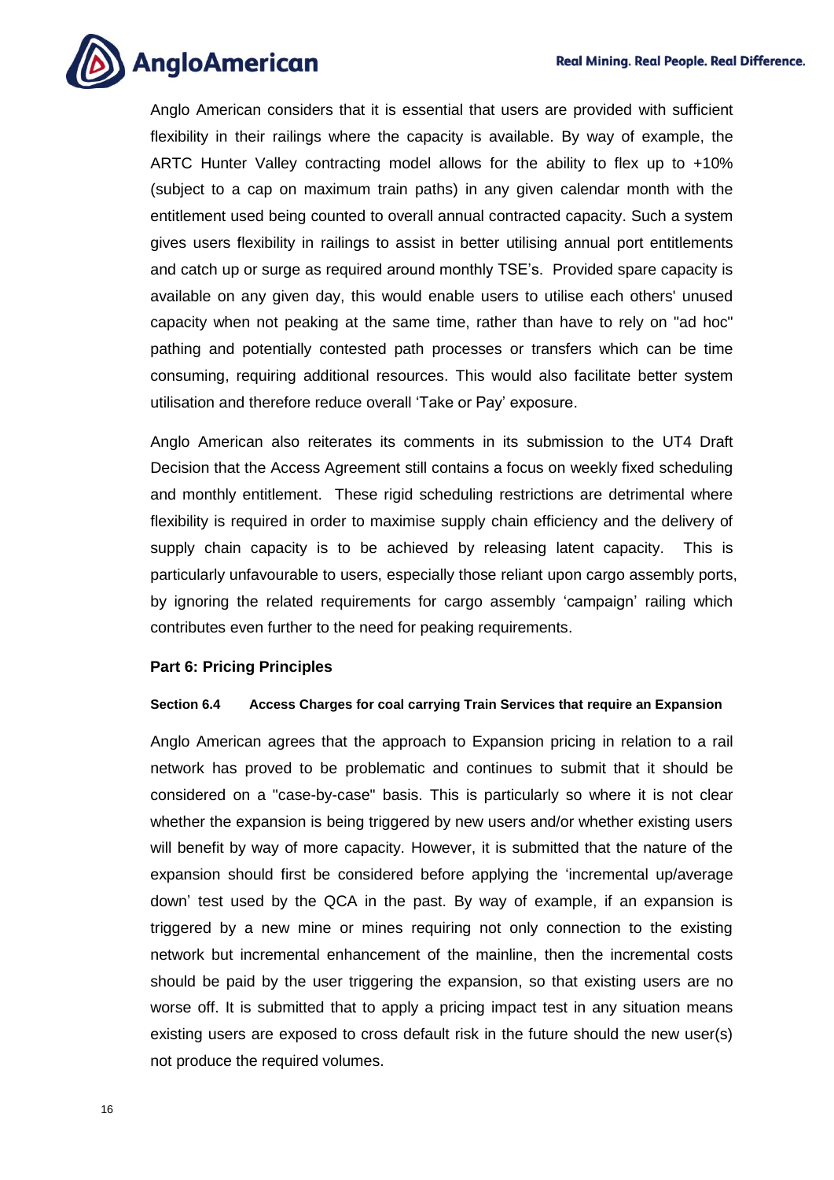Anglo American considers that it is essential that users are provided with sufficient flexibility in their railings where the capacity is available. By way of example, the ARTC Hunter Valley contracting model allows for the ability to flex up to +10% (subject to a cap on maximum train paths) in any given calendar month with the entitlement used being counted to overall annual contracted capacity. Such a system gives users flexibility in railings to assist in better utilising annual port entitlements and catch up or surge as required around monthly TSE's. Provided spare capacity is available on any given day, this would enable users to utilise each others' unused capacity when not peaking at the same time, rather than have to rely on "ad hoc" pathing and potentially contested path processes or transfers which can be time consuming, requiring additional resources. This would also facilitate better system utilisation and therefore reduce overall 'Take or Pay' exposure.

Anglo American also reiterates its comments in its submission to the UT4 Draft Decision that the Access Agreement still contains a focus on weekly fixed scheduling and monthly entitlement. These rigid scheduling restrictions are detrimental where flexibility is required in order to maximise supply chain efficiency and the delivery of supply chain capacity is to be achieved by releasing latent capacity. This is particularly unfavourable to users, especially those reliant upon cargo assembly ports, by ignoring the related requirements for cargo assembly 'campaign' railing which contributes even further to the need for peaking requirements.

## Part 6: Pricing Principles

### Section 6.4 Access Charges for coal carrying Train Services that require an Expansion

Anglo American agrees that the approach to Expansion pricing in relation to a rail network has proved to be problematic and continues to submit that it should be considered on a "case-by-case" basis. This is particularly so where it is not clear whether the expansion is being triggered by new users and/or whether existing users will benefit by way of more capacity. However, it is submitted that the nature of the expansion should first be considered before applying the 'incremental up/average down' test used by the QCA in the past. By way of example, if an expansion is triggered by a new mine or mines requiring not only connection to the existing network but incremental enhancement of the mainline, then the incremental costs should be paid by the user triggering the expansion, so that existing users are no worse off. It is submitted that to apply a pricing impact test in any situation means existing users are exposed to cross default risk in the future should the new user(s) not produce the required volumes.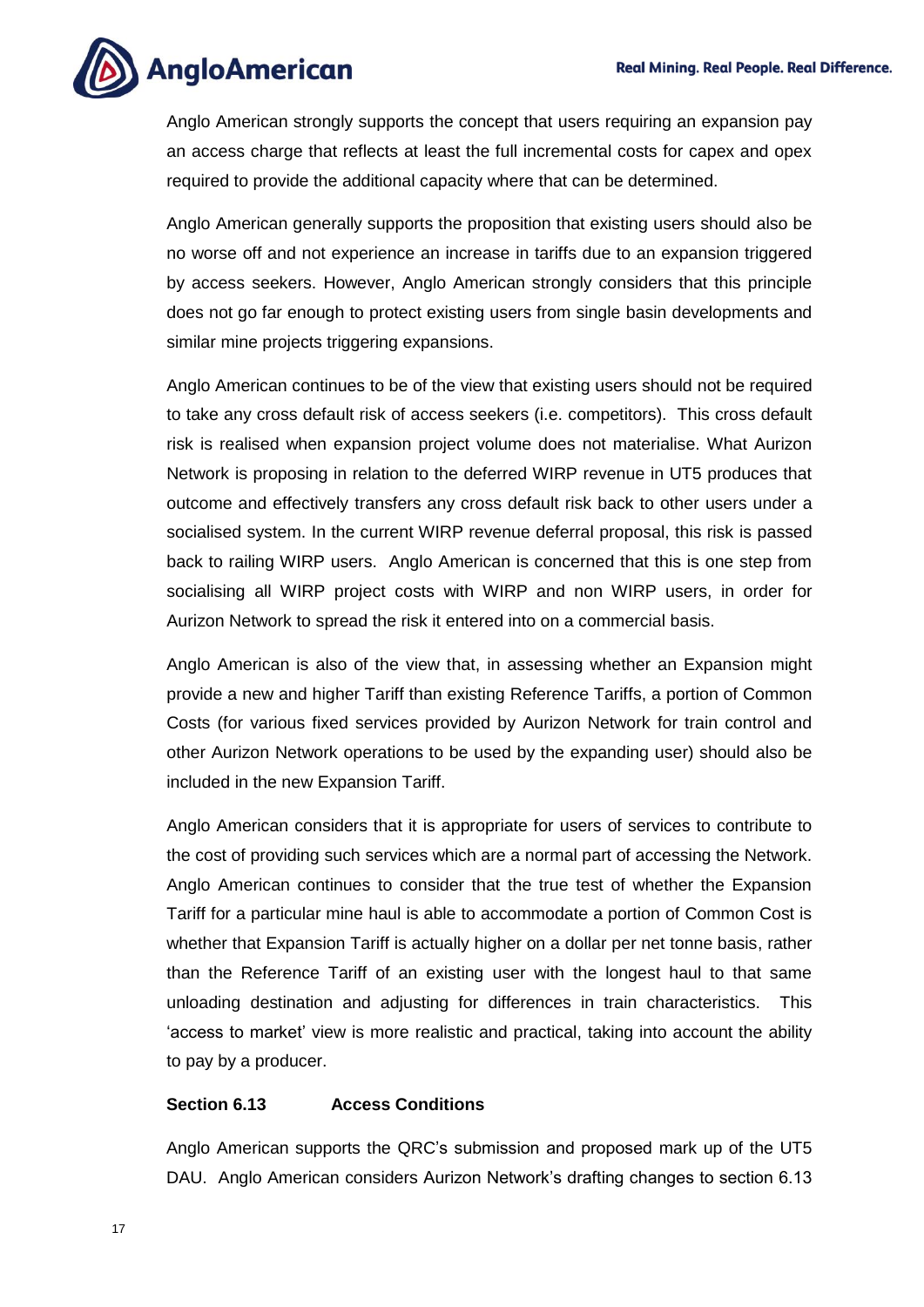Anglo American strongly supports the concept that users requiring an expansion pay an access charge that reflects at least the full incremental costs for capex and opex required to provide the additional capacity where that can be determined.

Anglo American generally supports the proposition that existing users should also be no worse off and not experience an increase in tariffs due to an expansion triggered by access seekers. However, Anglo American strongly considers that this principle does not go far enough to protect existing users from single basin developments and similar mine projects triggering expansions.

Anglo American continues to be of the view that existing users should not be required to take any cross default risk of access seekers (i.e. competitors). This cross default risk is realised when expansion project volume does not materialise. What Aurizon Network is proposing in relation to the deferred WIRP revenue in UT5 produces that outcome and effectively transfers any cross default risk back to other users under a socialised system. In the current WIRP revenue deferral proposal, this risk is passed back to railing WIRP users. Anglo American is concerned that this is one step from socialising all WIRP project costs with WIRP and non WIRP users, in order for Aurizon Network to spread the risk it entered into on a commercial basis.

Anglo American is also of the view that, in assessing whether an Expansion might provide a new and higher Tariff than existing Reference Tariffs, a portion of Common Costs (for various fixed services provided by Aurizon Network for train control and other Aurizon Network operations to be used by the expanding user) should also be included in the new Expansion Tariff.

Anglo American considers that it is appropriate for users of services to contribute to the cost of providing such services which are a normal part of accessing the Network. Anglo American continues to consider that the true test of whether the Expansion Tariff for a particular mine haul is able to accommodate a portion of Common Cost is whether that Expansion Tariff is actually higher on a dollar per net tonne basis, rather than the Reference Tariff of an existing user with the longest haul to that same unloading destination and adjusting for differences in train characteristics. This 'access to market' view is more realistic and practical, taking into account the ability to pay by a producer.

**Section 6.13 Access Conditions**

Anglo American supports the QRC's submission and proposed mark up of the UT5 DAU. Anglo American considers Aurizon Network's drafting changes to section 6.13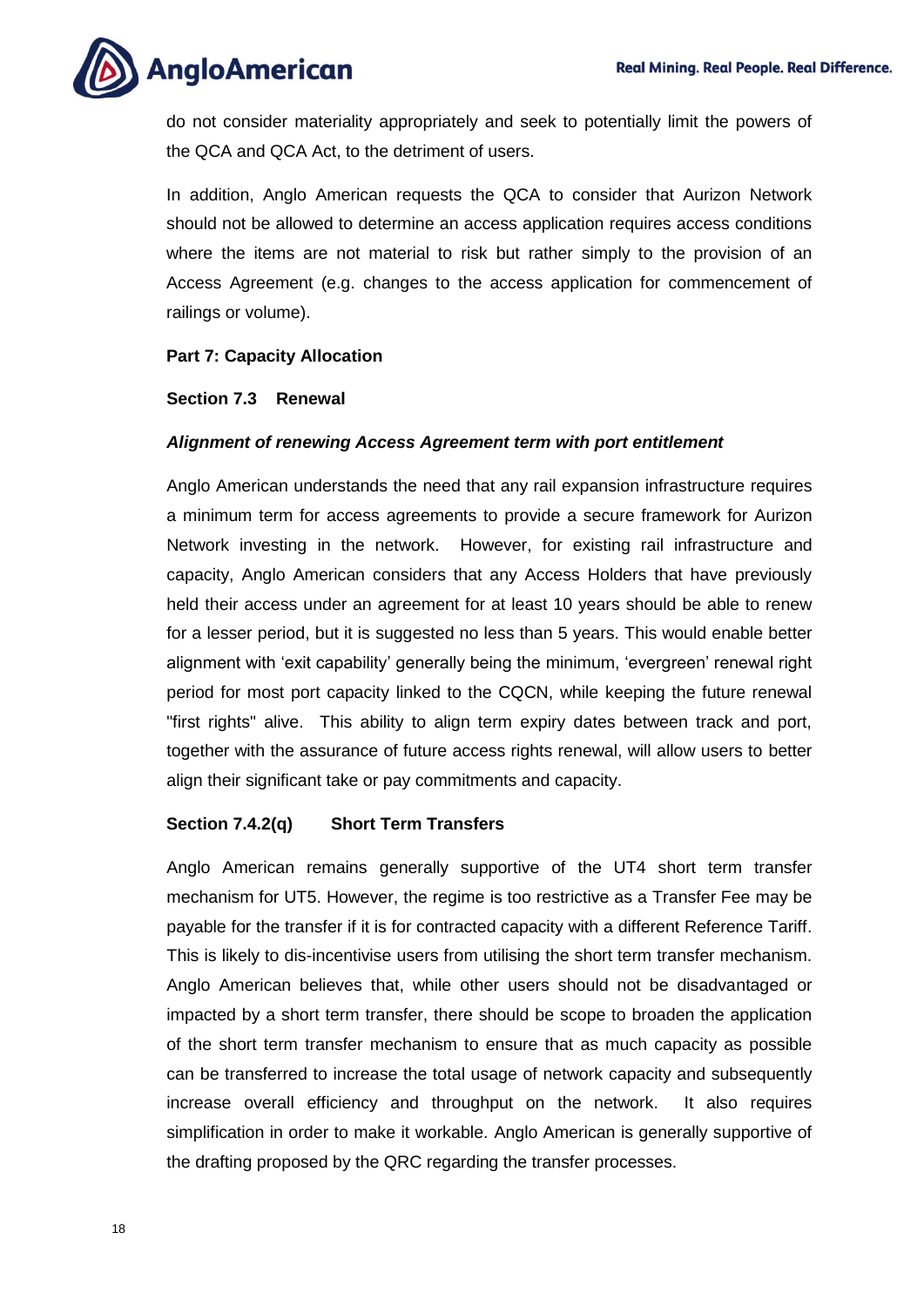do not consider materiality appropriately and seek to potentially limit the powers of the QCA and QCA Act, to the detriment of users.

In addition, Anglo American requests the QCA to consider that Aurizon Network should not be allowed to determine an access application requires access conditions where the items are not material to risk but rather simply to the provision of an Access Agreement (e.g. changes to the access application for commencement of railings or volume).

**Part 7: Capacity Allocation**

**Section 7.3 Renewal**

***Alignment of renewing Access Agreement term with port entitlement***

Anglo American understands the need that any rail expansion infrastructure requires a minimum term for access agreements to provide a secure framework for Aurizon Network investing in the network. However, for existing rail infrastructure and capacity, Anglo American considers that any Access Holders that have previously held their access under an agreement for at least 10 years should be able to renew for a lesser period, but it is suggested no less than 5 years. This would enable better alignment with 'exit capability' generally being the minimum, 'evergreen' renewal right period for most port capacity linked to the CQCN, while keeping the future renewal "first rights" alive. This ability to align term expiry dates between track and port, together with the assurance of future access rights renewal, will allow users to better align their significant take or pay commitments and capacity.

**Section 7.4.2(q) Short Term Transfers**

Anglo American remains generally supportive of the UT4 short term transfer mechanism for UT5. However, the regime is too restrictive as a Transfer Fee may be payable for the transfer if it is for contracted capacity with a different Reference Tariff. This is likely to dis-incentivise users from utilising the short term transfer mechanism. Anglo American believes that, while other users should not be disadvantaged or impacted by a short term transfer, there should be scope to broaden the application of the short term transfer mechanism to ensure that as much capacity as possible can be transferred to increase the total usage of network capacity and subsequently increase overall efficiency and throughput on the network. It also requires simplification in order to make it workable. Anglo American is generally supportive of the drafting proposed by the QRC regarding the transfer processes.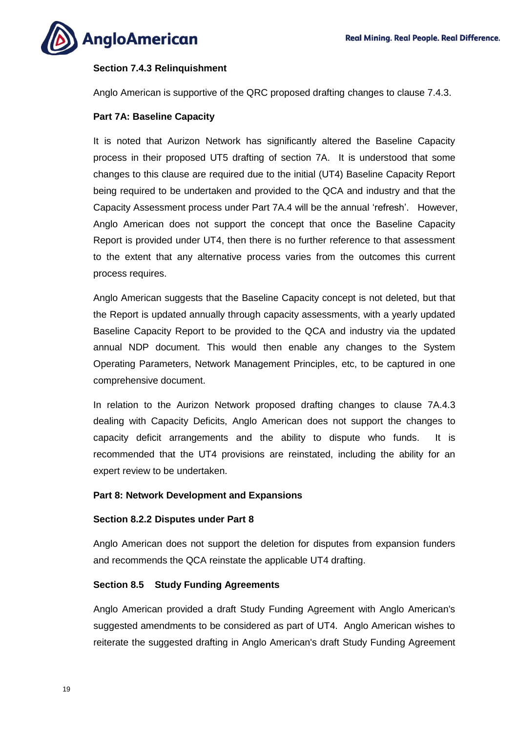**Section 7.4.3 Relinquishment**

Anglo American is supportive of the QRC proposed drafting changes to clause 7.4.3.

**Part 7A: Baseline Capacity**

It is noted that Aurizon Network has significantly altered the Baseline Capacity process in their proposed UT5 drafting of section 7A. It is understood that some changes to this clause are required due to the initial (UT4) Baseline Capacity Report being required to be undertaken and provided to the QCA and industry and that the Capacity Assessment process under Part 7A.4 will be the annual 'refresh'. However, Anglo American does not support the concept that once the Baseline Capacity Report is provided under UT4, then there is no further reference to that assessment to the extent that any alternative process varies from the outcomes this current process requires.

Anglo American suggests that the Baseline Capacity concept is not deleted, but that the Report is updated annually through capacity assessments, with a yearly updated Baseline Capacity Report to be provided to the QCA and industry via the updated annual NDP document. This would then enable any changes to the System Operating Parameters, Network Management Principles, etc, to be captured in one comprehensive document.

In relation to the Aurizon Network proposed drafting changes to clause 7A.4.3 dealing with Capacity Deficits, Anglo American does not support the changes to capacity deficit arrangements and the ability to dispute who funds. It is recommended that the UT4 provisions are reinstated, including the ability for an expert review to be undertaken.

**Part 8: Network Development and Expansions**

**Section 8.2.2 Disputes under Part 8**

Anglo American does not support the deletion for disputes from expansion funders and recommends the QCA reinstate the applicable UT4 drafting.

**Section 8.5 Study Funding Agreements**

Anglo American provided a draft Study Funding Agreement with Anglo American's suggested amendments to be considered as part of UT4. Anglo American wishes to reiterate the suggested drafting in Anglo American's draft Study Funding Agreement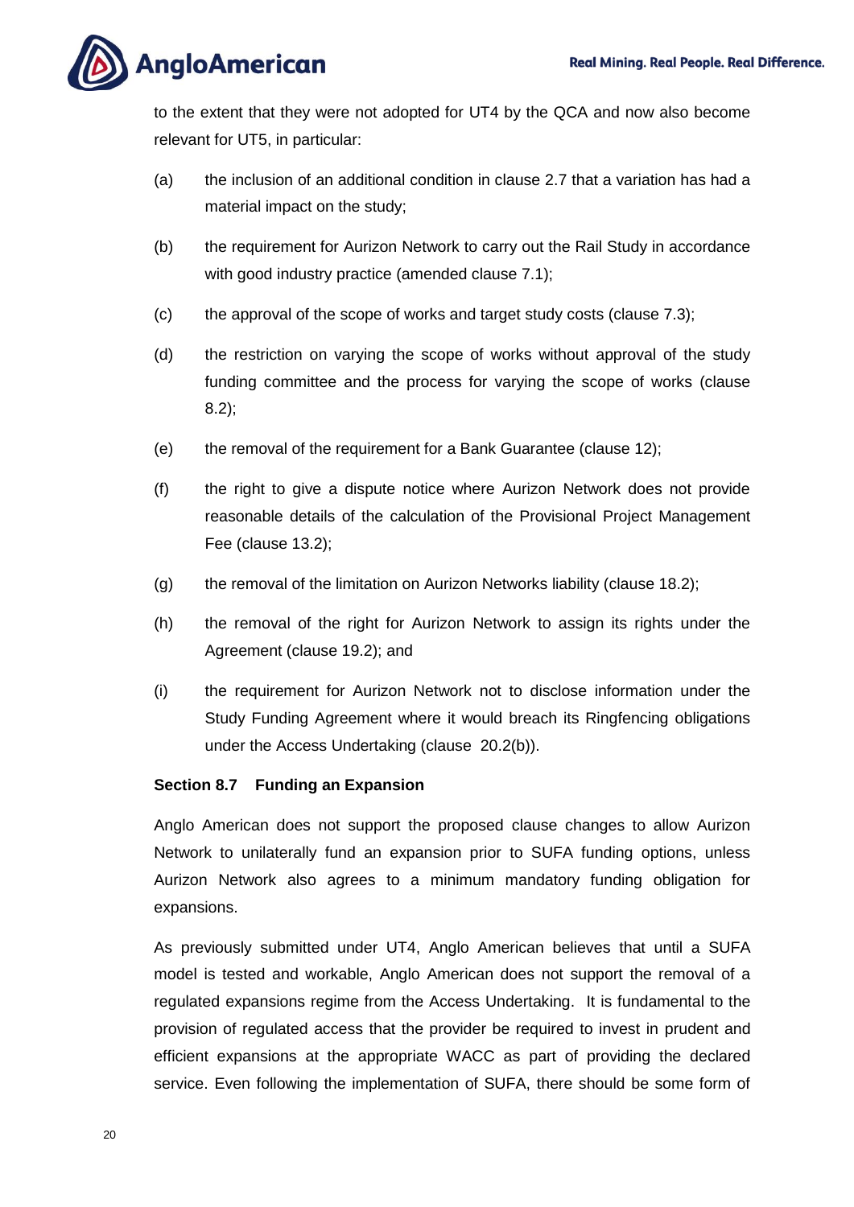to the extent that they were not adopted for UT4 by the QCA and now also become relevant for UT5, in particular:

(a) the inclusion of an additional condition in clause 2.7 that a variation has had a material impact on the study;

(b) the requirement for Aurizon Network to carry out the Rail Study in accordance with good industry practice (amended clause 7.1);

(c) the approval of the scope of works and target study costs (clause 7.3);

(d) the restriction on varying the scope of works without approval of the study funding committee and the process for varying the scope of works (clause 8.2);

(e) the removal of the requirement for a Bank Guarantee (clause 12);

(f) the right to give a dispute notice where Aurizon Network does not provide reasonable details of the calculation of the Provisional Project Management Fee (clause 13.2);

(g) the removal of the limitation on Aurizon Networks liability (clause 18.2);

(h) the removal of the right for Aurizon Network to assign its rights under the Agreement (clause 19.2); and

(i) the requirement for Aurizon Network not to disclose information under the Study Funding Agreement where it would breach its Ringfencing obligations under the Access Undertaking (clause 20.2(b)).

**Section 8.7 Funding an Expansion**

Anglo American does not support the proposed clause changes to allow Aurizon Network to unilaterally fund an expansion prior to SUFA funding options, unless Aurizon Network also agrees to a minimum mandatory funding obligation for expansions.

As previously submitted under UT4, Anglo American believes that until a SUFA model is tested and workable, Anglo American does not support the removal of a regulated expansions regime from the Access Undertaking. It is fundamental to the provision of regulated access that the provider be required to invest in prudent and efficient expansions at the appropriate WACC as part of providing the declared service. Even following the implementation of SUFA, there should be some form of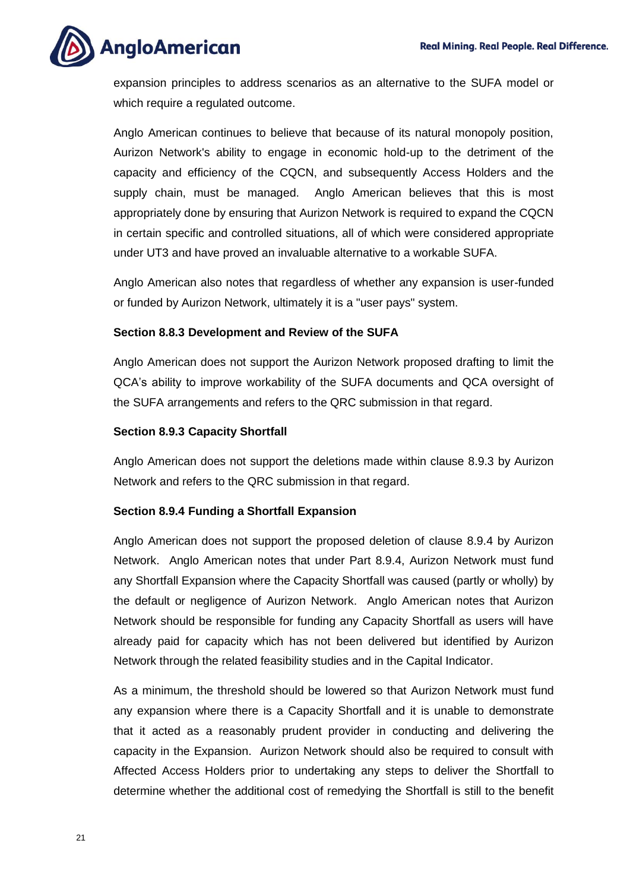expansion principles to address scenarios as an alternative to the SUFA model or which require a regulated outcome.

Anglo American continues to believe that because of its natural monopoly position, Aurizon Network's ability to engage in economic hold-up to the detriment of the capacity and efficiency of the CQCN, and subsequently Access Holders and the supply chain, must be managed. Anglo American believes that this is most appropriately done by ensuring that Aurizon Network is required to expand the CQCN in certain specific and controlled situations, all of which were considered appropriate under UT3 and have proved an invaluable alternative to a workable SUFA.

Anglo American also notes that regardless of whether any expansion is user-funded or funded by Aurizon Network, ultimately it is a "user pays" system.

**Section 8.8.3 Development and Review of the SUFA**

Anglo American does not support the Aurizon Network proposed drafting to limit the QCA's ability to improve workability of the SUFA documents and QCA oversight of the SUFA arrangements and refers to the QRC submission in that regard.

**Section 8.9.3 Capacity Shortfall**

Anglo American does not support the deletions made within clause 8.9.3 by Aurizon Network and refers to the QRC submission in that regard.

**Section 8.9.4 Funding a Shortfall Expansion**

Anglo American does not support the proposed deletion of clause 8.9.4 by Aurizon Network. Anglo American notes that under Part 8.9.4, Aurizon Network must fund any Shortfall Expansion where the Capacity Shortfall was caused (partly or wholly) by the default or negligence of Aurizon Network. Anglo American notes that Aurizon Network should be responsible for funding any Capacity Shortfall as users will have already paid for capacity which has not been delivered but identified by Aurizon Network through the related feasibility studies and in the Capital Indicator.

As a minimum, the threshold should be lowered so that Aurizon Network must fund any expansion where there is a Capacity Shortfall and it is unable to demonstrate that it acted as a reasonably prudent provider in conducting and delivering the capacity in the Expansion. Aurizon Network should also be required to consult with Affected Access Holders prior to undertaking any steps to deliver the Shortfall to determine whether the additional cost of remedying the Shortfall is still to the benefit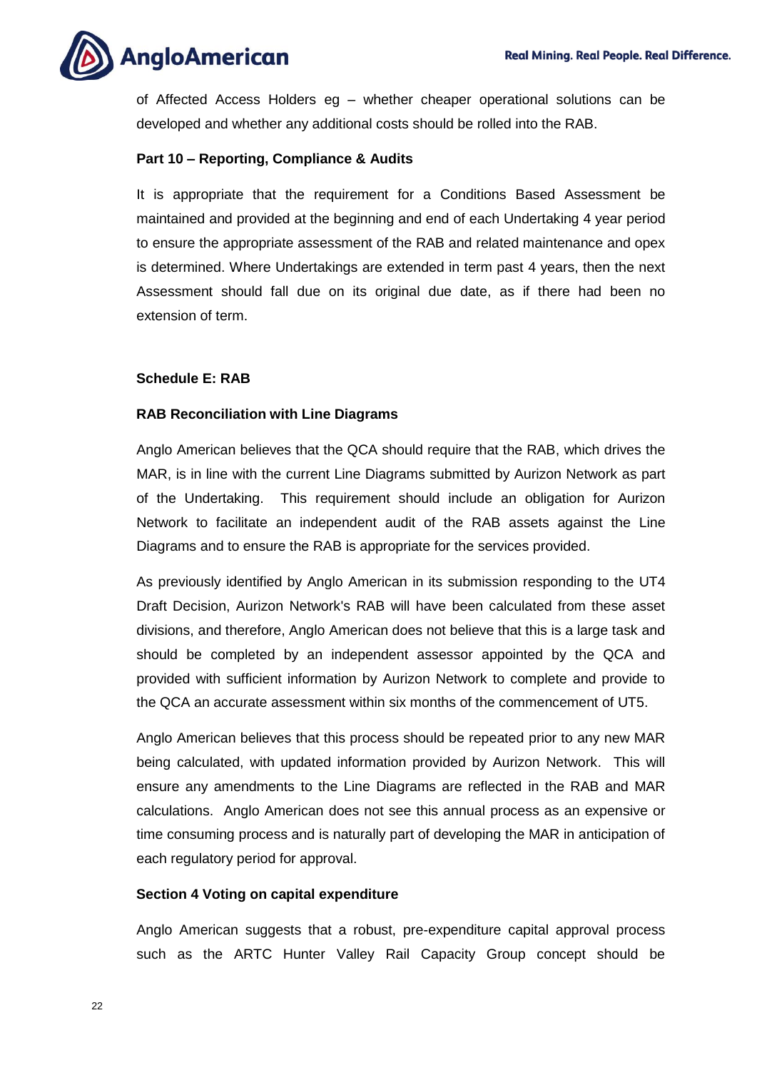of Affected Access Holders eg – whether cheaper operational solutions can be developed and whether any additional costs should be rolled into the RAB.

**Part 10 – Reporting, Compliance & Audits**

It is appropriate that the requirement for a Conditions Based Assessment be maintained and provided at the beginning and end of each Undertaking 4 year period to ensure the appropriate assessment of the RAB and related maintenance and opex is determined. Where Undertakings are extended in term past 4 years, then the next Assessment should fall due on its original due date, as if there had been no extension of term.

**Schedule E: RAB**

**RAB Reconciliation with Line Diagrams**

Anglo American believes that the QCA should require that the RAB, which drives the MAR, is in line with the current Line Diagrams submitted by Aurizon Network as part of the Undertaking. This requirement should include an obligation for Aurizon Network to facilitate an independent audit of the RAB assets against the Line Diagrams and to ensure the RAB is appropriate for the services provided.

As previously identified by Anglo American in its submission responding to the UT4 Draft Decision, Aurizon Network's RAB will have been calculated from these asset divisions, and therefore, Anglo American does not believe that this is a large task and should be completed by an independent assessor appointed by the QCA and provided with sufficient information by Aurizon Network to complete and provide to the QCA an accurate assessment within six months of the commencement of UT5.

Anglo American believes that this process should be repeated prior to any new MAR being calculated, with updated information provided by Aurizon Network. This will ensure any amendments to the Line Diagrams are reflected in the RAB and MAR calculations. Anglo American does not see this annual process as an expensive or time consuming process and is naturally part of developing the MAR in anticipation of each regulatory period for approval.

**Section 4 Voting on capital expenditure**

Anglo American suggests that a robust, pre-expenditure capital approval process such as the ARTC Hunter Valley Rail Capacity Group concept should be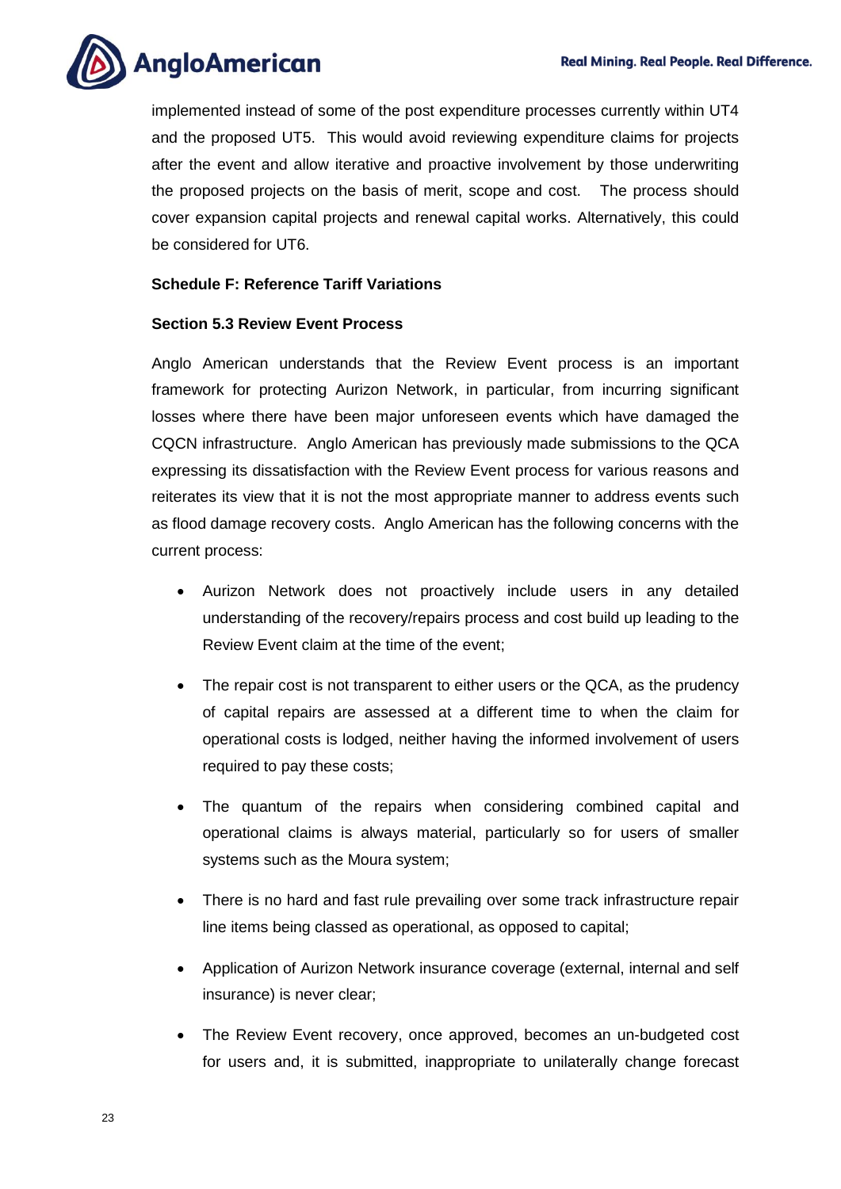implemented instead of some of the post expenditure processes currently within UT4 and the proposed UT5. This would avoid reviewing expenditure claims for projects after the event and allow iterative and proactive involvement by those underwriting the proposed projects on the basis of merit, scope and cost. The process should cover expansion capital projects and renewal capital works. Alternatively, this could be considered for UT6.

**Schedule F: Reference Tariff Variations**

**Section 5.3 Review Event Process**

Anglo American understands that the Review Event process is an important framework for protecting Aurizon Network, in particular, from incurring significant losses where there have been major unforeseen events which have damaged the CQCN infrastructure. Anglo American has previously made submissions to the QCA expressing its dissatisfaction with the Review Event process for various reasons and reiterates its view that it is not the most appropriate manner to address events such as flood damage recovery costs. Anglo American has the following concerns with the current process:

- Aurizon Network does not proactively include users in any detailed understanding of the recovery/repairs process and cost build up leading to the Review Event claim at the time of the event;
- The repair cost is not transparent to either users or the QCA, as the prudency of capital repairs are assessed at a different time to when the claim for operational costs is lodged, neither having the informed involvement of users required to pay these costs;
- The quantum of the repairs when considering combined capital and operational claims is always material, particularly so for users of smaller systems such as the Moura system;
- There is no hard and fast rule prevailing over some track infrastructure repair line items being classed as operational, as opposed to capital;
- Application of Aurizon Network insurance coverage (external, internal and self insurance) is never clear;
- The Review Event recovery, once approved, becomes an un-budgeted cost for users and, it is submitted, inappropriate to unilaterally change forecast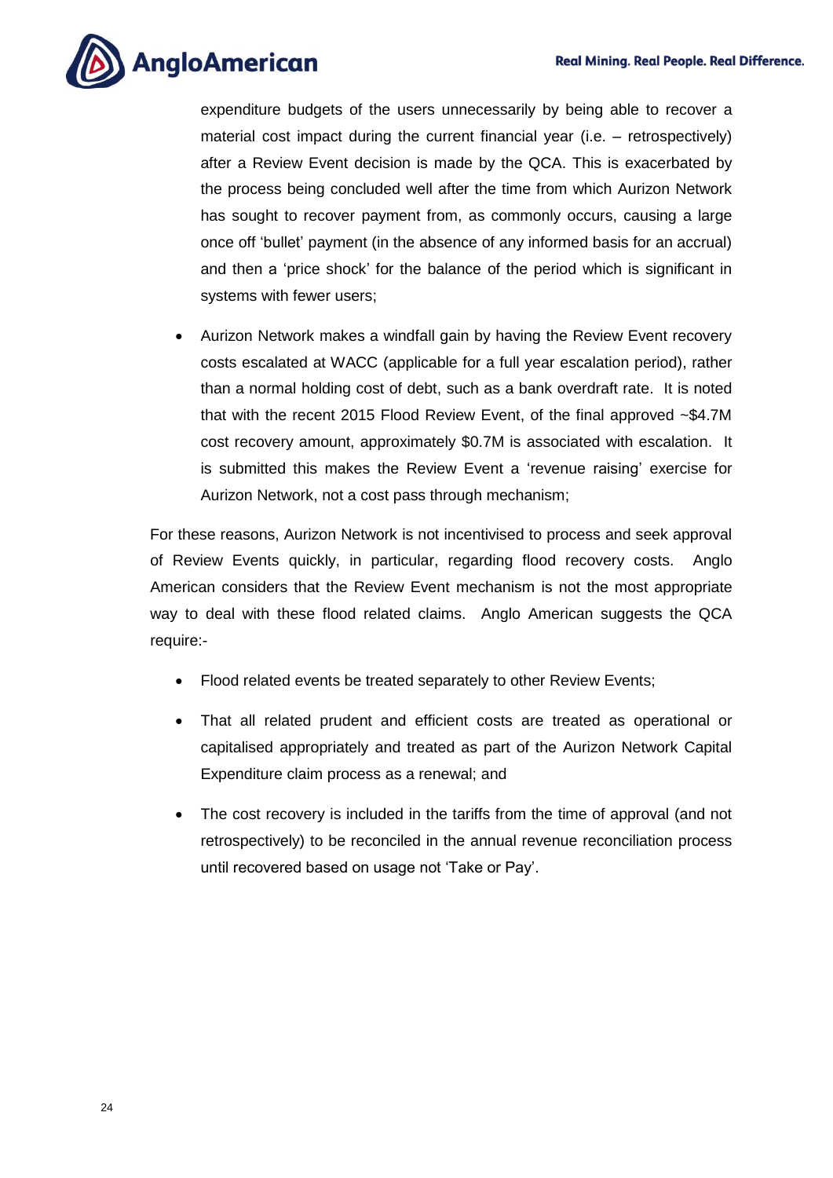expenditure budgets of the users unnecessarily by being able to recover a material cost impact during the current financial year (i.e. – retrospectively) after a Review Event decision is made by the QCA. This is exacerbated by the process being concluded well after the time from which Aurizon Network has sought to recover payment from, as commonly occurs, causing a large once off 'bullet' payment (in the absence of any informed basis for an accrual) and then a 'price shock' for the balance of the period which is significant in systems with fewer users;

- Aurizon Network makes a windfall gain by having the Review Event recovery costs escalated at WACC (applicable for a full year escalation period), rather than a normal holding cost of debt, such as a bank overdraft rate. It is noted that with the recent 2015 Flood Review Event, of the final approved ~$4.7M cost recovery amount, approximately $0.7M is associated with escalation. It is submitted this makes the Review Event a 'revenue raising' exercise for Aurizon Network, not a cost pass through mechanism;

For these reasons, Aurizon Network is not incentivised to process and seek approval of Review Events quickly, in particular, regarding flood recovery costs. Anglo American considers that the Review Event mechanism is not the most appropriate way to deal with these flood related claims. Anglo American suggests the QCA require:-

- Flood related events be treated separately to other Review Events;
- That all related prudent and efficient costs are treated as operational or capitalised appropriately and treated as part of the Aurizon Network Capital Expenditure claim process as a renewal; and
- The cost recovery is included in the tariffs from the time of approval (and not retrospectively) to be reconciled in the annual revenue reconciliation process until recovered based on usage not 'Take or Pay'.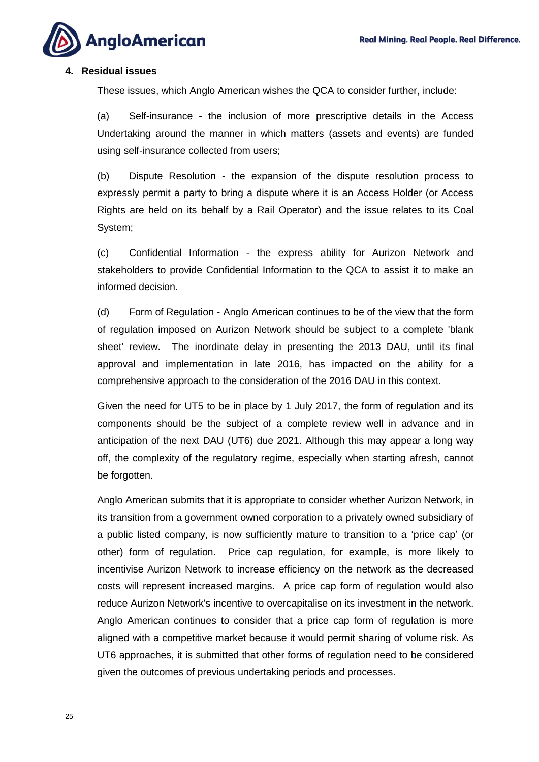## 4. Residual issues

These issues, which Anglo American wishes the QCA to consider further, include:

(a) Self-insurance - the inclusion of more prescriptive details in the Access Undertaking around the manner in which matters (assets and events) are funded using self-insurance collected from users;

(b) Dispute Resolution - the expansion of the dispute resolution process to expressly permit a party to bring a dispute where it is an Access Holder (or Access Rights are held on its behalf by a Rail Operator) and the issue relates to its Coal System;

(c) Confidential Information - the express ability for Aurizon Network and stakeholders to provide Confidential Information to the QCA to assist it to make an informed decision.

(d) Form of Regulation - Anglo American continues to be of the view that the form of regulation imposed on Aurizon Network should be subject to a complete 'blank sheet' review. The inordinate delay in presenting the 2013 DAU, until its final approval and implementation in late 2016, has impacted on the ability for a comprehensive approach to the consideration of the 2016 DAU in this context.

Given the need for UT5 to be in place by 1 July 2017, the form of regulation and its components should be the subject of a complete review well in advance and in anticipation of the next DAU (UT6) due 2021. Although this may appear a long way off, the complexity of the regulatory regime, especially when starting afresh, cannot be forgotten.

Anglo American submits that it is appropriate to consider whether Aurizon Network, in its transition from a government owned corporation to a privately owned subsidiary of a public listed company, is now sufficiently mature to transition to a 'price cap' (or other) form of regulation. Price cap regulation, for example, is more likely to incentivise Aurizon Network to increase efficiency on the network as the decreased costs will represent increased margins. A price cap form of regulation would also reduce Aurizon Network's incentive to overcapitalise on its investment in the network. Anglo American continues to consider that a price cap form of regulation is more aligned with a competitive market because it would permit sharing of volume risk. As UT6 approaches, it is submitted that other forms of regulation need to be considered given the outcomes of previous undertaking periods and processes.